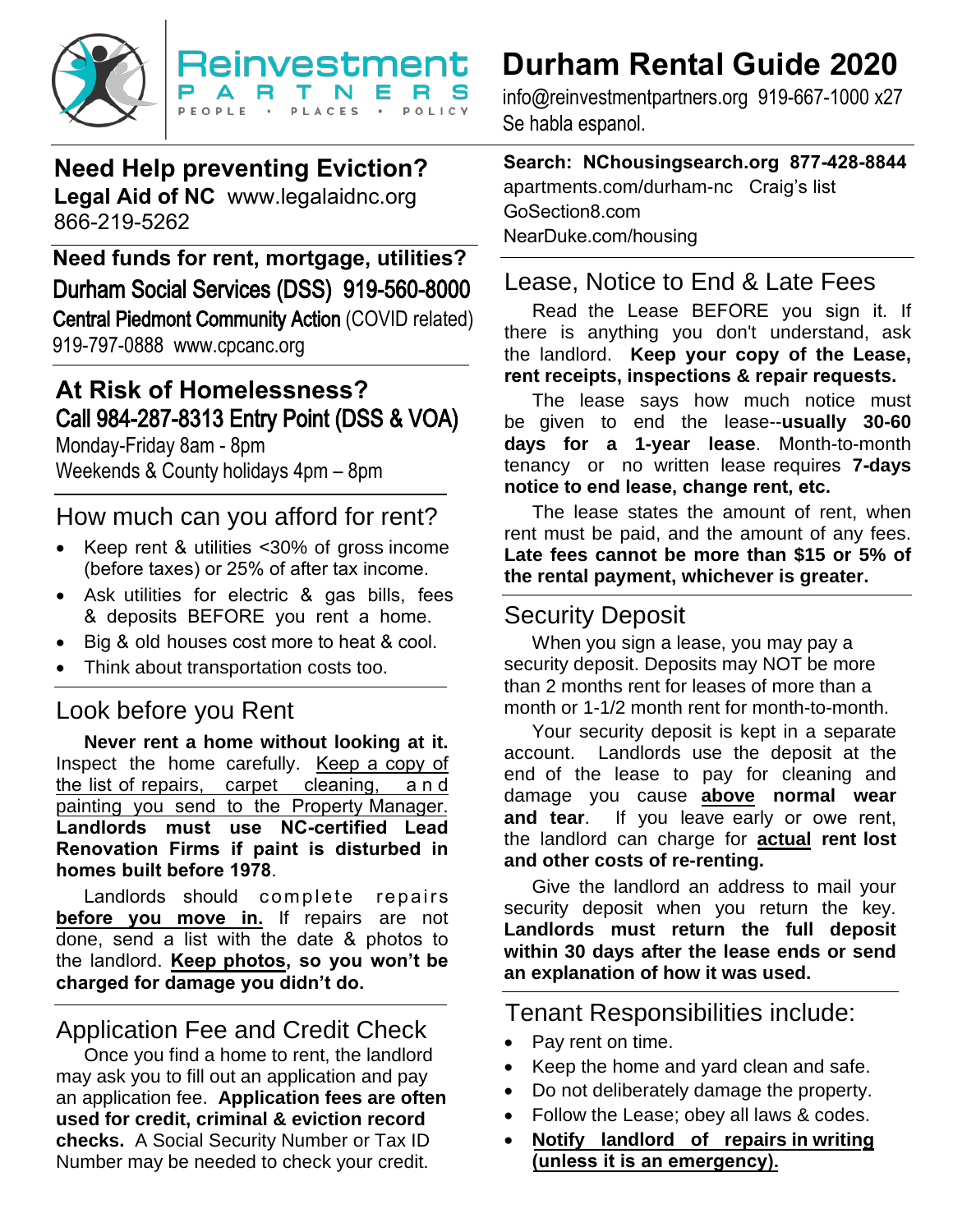Reinvestment Partners
PEOPLE • PLACES • POLICY

# Durham Rental Guide 2020

info@reinvestmentpartners.org 919-667-1000 x27
Se habla espanol.

## Need Help preventing Eviction?

**Legal Aid of NC** www.legalaidnc.org
866-219-5262

## Need funds for rent, mortgage, utilities?

**Durham Social Services (DSS) 919-560-8000**
**Central Piedmont Community Action** (COVID related)
919-797-0888 www.cpcanc.org

## At Risk of Homelessness?

**Call 984-287-8313 Entry Point (DSS & VOA)**
Monday-Friday 8am - 8pm
Weekends & County holidays 4pm – 8pm

## How much can you afford for rent?

- Keep rent & utilities <30% of gross income (before taxes) or 25% of after tax income.
- Ask utilities for electric & gas bills, fees & deposits BEFORE you rent a home.
- Big & old houses cost more to heat & cool.
- Think about transportation costs too.

## Look before you Rent

**Never rent a home without looking at it.** Inspect the home carefully. Keep a copy of the list of repairs, carpet cleaning, and painting you send to the Property Manager. **Landlords must use NC-certified Lead Renovation Firms if paint is disturbed in homes built before 1978**.

Landlords should complete repairs **before you move in.** If repairs are not done, send a list with the date & photos to the landlord. **Keep photos, so you won't be charged for damage you didn't do.**

## Application Fee and Credit Check

Once you find a home to rent, the landlord may ask you to fill out an application and pay an application fee. **Application fees are often used for credit, criminal & eviction record checks.** A Social Security Number or Tax ID Number may be needed to check your credit.

**Search: NChousingsearch.org 877-428-8844**
apartments.com/durham-nc Craig's list
GoSection8.com
NearDuke.com/housing

## Lease, Notice to End & Late Fees

Read the Lease BEFORE you sign it. If there is anything you don't understand, ask the landlord. **Keep your copy of the Lease, rent receipts, inspections & repair requests.**

The lease says how much notice must be given to end the lease--**usually 30-60 days for a 1-year lease**. Month-to-month tenancy or no written lease requires **7-days notice to end lease, change rent, etc.**

The lease states the amount of rent, when rent must be paid, and the amount of any fees. **Late fees cannot be more than $15 or 5% of the rental payment, whichever is greater.**

## Security Deposit

When you sign a lease, you may pay a security deposit. Deposits may NOT be more than 2 months rent for leases of more than a month or 1-1/2 month rent for month-to-month.

Your security deposit is kept in a separate account. Landlords use the deposit at the end of the lease to pay for cleaning and damage you cause **above normal wear and tear**. If you leave early or owe rent, the landlord can charge for **actual rent lost and other costs of re-renting.**

Give the landlord an address to mail your security deposit when you return the key. **Landlords must return the full deposit within 30 days after the lease ends or send an explanation of how it was used.**

## Tenant Responsibilities include:

- Pay rent on time.
- Keep the home and yard clean and safe.
- Do not deliberately damage the property.
- Follow the Lease; obey all laws & codes.
- **Notify landlord of repairs in writing (unless it is an emergency).**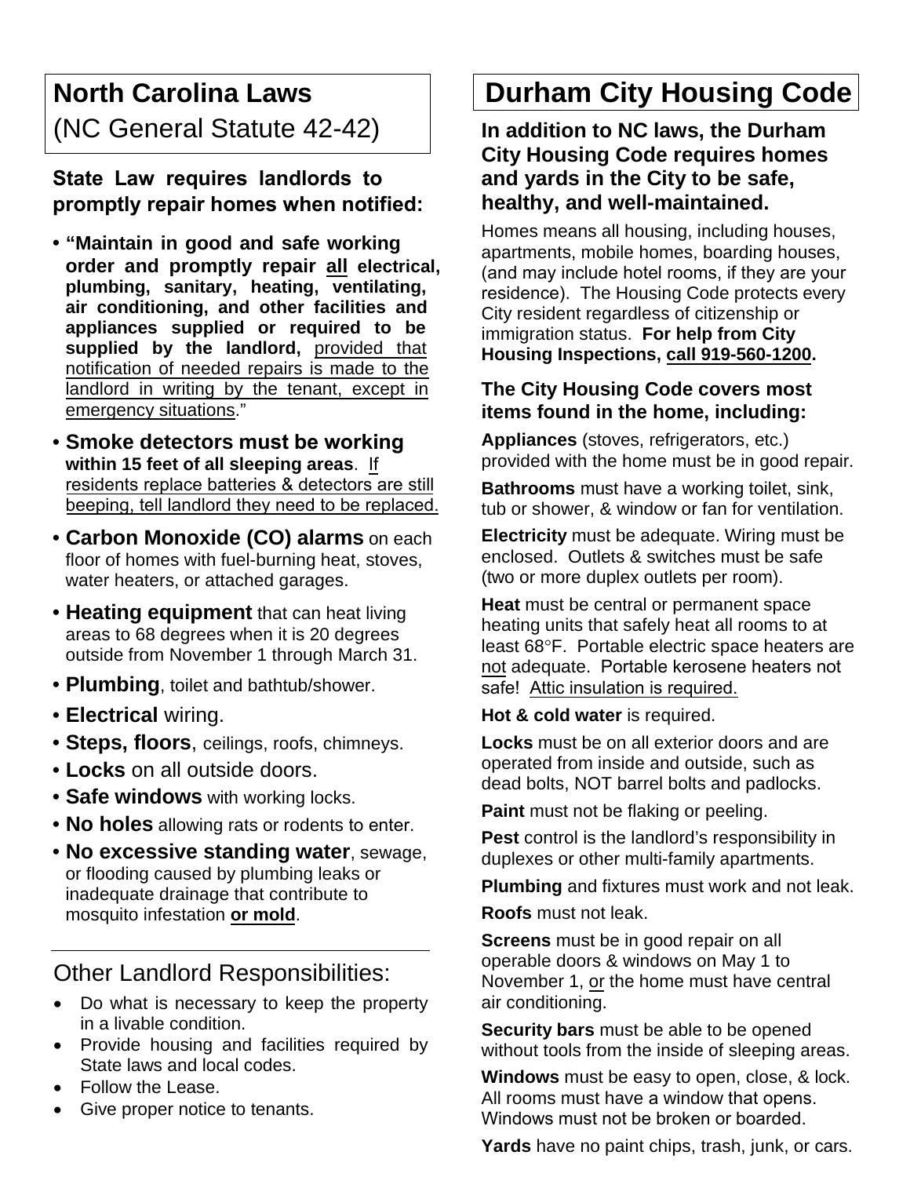## North Carolina Laws
(NC General Statute 42-42)

**State Law requires landlords to promptly repair homes when notified:**

- **"Maintain in good and safe working order and promptly repair all electrical, plumbing, sanitary, heating, ventilating, air conditioning, and other facilities and appliances supplied or required to be supplied by the landlord,** provided that notification of needed repairs is made to the landlord in writing by the tenant, except in emergency situations."
- **Smoke detectors must be working within 15 feet of all sleeping areas**. If residents replace batteries & detectors are still beeping, tell landlord they need to be replaced.
- **Carbon Monoxide (CO) alarms** on each floor of homes with fuel-burning heat, stoves, water heaters, or attached garages.
- **Heating equipment** that can heat living areas to 68 degrees when it is 20 degrees outside from November 1 through March 31.
- **Plumbing**, toilet and bathtub/shower.
- **Electrical** wiring.
- **Steps, floors**, ceilings, roofs, chimneys.
- **Locks** on all outside doors.
- **Safe windows** with working locks.
- **No holes** allowing rats or rodents to enter.
- **No excessive standing water**, sewage, or flooding caused by plumbing leaks or inadequate drainage that contribute to mosquito infestation **or mold**.

### Other Landlord Responsibilities:

- Do what is necessary to keep the property in a livable condition.
- Provide housing and facilities required by State laws and local codes.
- Follow the Lease.
- Give proper notice to tenants.

## Durham City Housing Code

**In addition to NC laws, the Durham City Housing Code requires homes and yards in the City to be safe, healthy, and well-maintained.**

Homes means all housing, including houses, apartments, mobile homes, boarding houses, (and may include hotel rooms, if they are your residence). The Housing Code protects every City resident regardless of citizenship or immigration status. **For help from City Housing Inspections, call 919-560-1200.**

**The City Housing Code covers most items found in the home, including:**

**Appliances** (stoves, refrigerators, etc.) provided with the home must be in good repair.

**Bathrooms** must have a working toilet, sink, tub or shower, & window or fan for ventilation.

**Electricity** must be adequate. Wiring must be enclosed. Outlets & switches must be safe (two or more duplex outlets per room).

**Heat** must be central or permanent space heating units that safely heat all rooms to at least 68°F. Portable electric space heaters are not adequate. Portable kerosene heaters not safe! Attic insulation is required.

**Hot & cold water** is required.

**Locks** must be on all exterior doors and are operated from inside and outside, such as dead bolts, NOT barrel bolts and padlocks.

**Paint** must not be flaking or peeling.

**Pest** control is the landlord's responsibility in duplexes or other multi-family apartments.

**Plumbing** and fixtures must work and not leak.

**Roofs** must not leak.

**Screens** must be in good repair on all operable doors & windows on May 1 to November 1, or the home must have central air conditioning.

**Security bars** must be able to be opened without tools from the inside of sleeping areas.

**Windows** must be easy to open, close, & lock. All rooms must have a window that opens. Windows must not be broken or boarded.

**Yards** have no paint chips, trash, junk, or cars.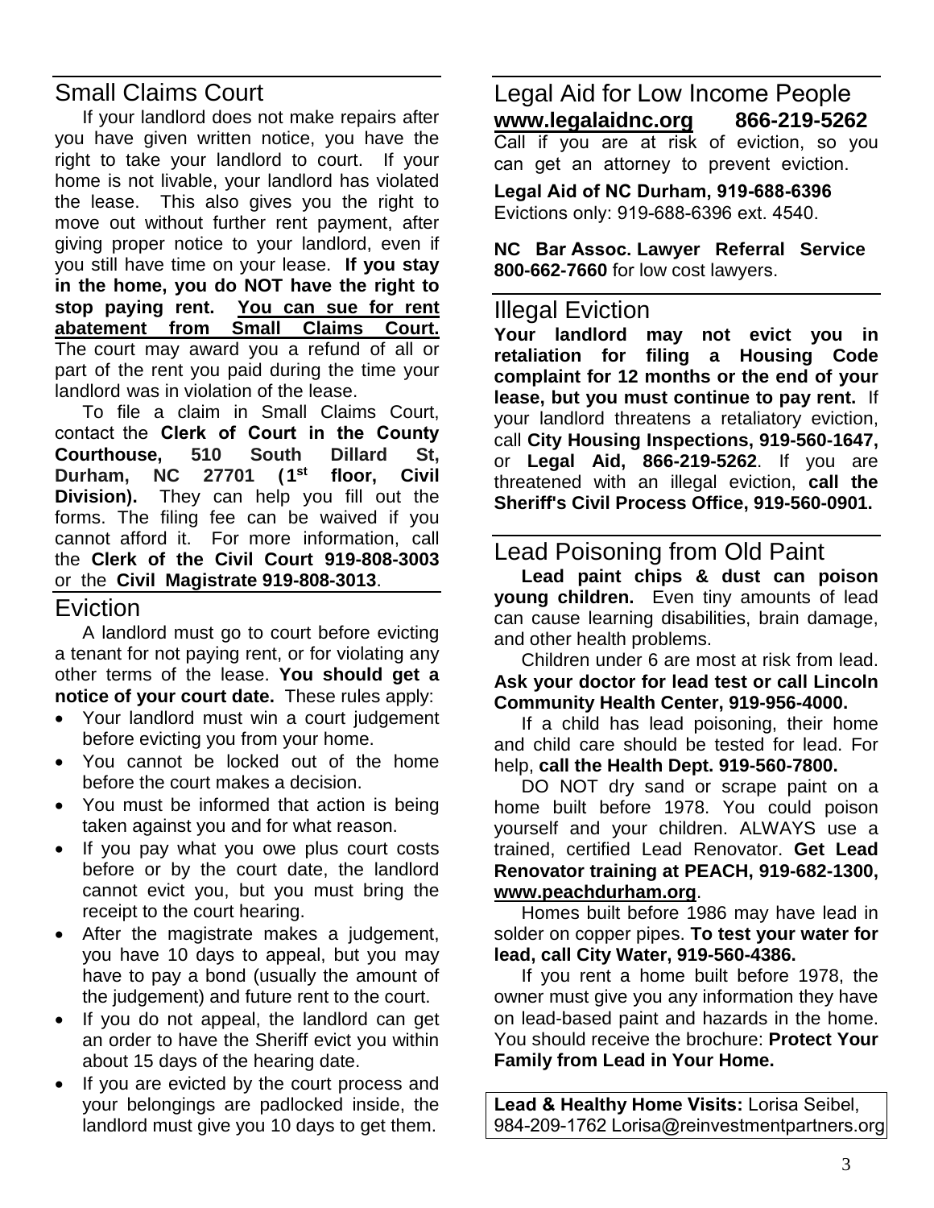## Small Claims Court

If your landlord does not make repairs after you have given written notice, you have the right to take your landlord to court. If your home is not livable, your landlord has violated the lease. This also gives you the right to move out without further rent payment, after giving proper notice to your landlord, even if you still have time on your lease. **If you stay in the home, you do NOT have the right to stop paying rent. <u>You can sue for rent abatement from Small Claims Court.</u>** The court may award you a refund of all or part of the rent you paid during the time your landlord was in violation of the lease.

To file a claim in Small Claims Court, contact the **Clerk of Court in the County Courthouse, 510 South Dillard St, Durham, NC 27701 (1st floor, Civil Division).** They can help you fill out the forms. The filing fee can be waived if you cannot afford it. For more information, call the **Clerk of the Civil Court 919-808-3003** or the **Civil Magistrate 919-808-3013**.

## Eviction

A landlord must go to court before evicting a tenant for not paying rent, or for violating any other terms of the lease. **You should get a notice of your court date.** These rules apply:

- Your landlord must win a court judgement before evicting you from your home.
- You cannot be locked out of the home before the court makes a decision.
- You must be informed that action is being taken against you and for what reason.
- If you pay what you owe plus court costs before or by the court date, the landlord cannot evict you, but you must bring the receipt to the court hearing.
- After the magistrate makes a judgement, you have 10 days to appeal, but you may have to pay a bond (usually the amount of the judgement) and future rent to the court.
- If you do not appeal, the landlord can get an order to have the Sheriff evict you within about 15 days of the hearing date.
- If you are evicted by the court process and your belongings are padlocked inside, the landlord must give you 10 days to get them.

## Legal Aid for Low Income People

**<u>www.legalaidnc.org</u> 866-219-5262**

Call if you are at risk of eviction, so you can get an attorney to prevent eviction.

**Legal Aid of NC Durham, 919-688-6396**
Evictions only: 919-688-6396 ext. 4540.

**NC Bar Assoc. Lawyer Referral Service 800-662-7660** for low cost lawyers.

## Illegal Eviction

**Your landlord may not evict you in retaliation for filing a Housing Code complaint for 12 months or the end of your lease, but you must continue to pay rent.** If your landlord threatens a retaliatory eviction, call **City Housing Inspections, 919-560-1647,** or **Legal Aid, 866-219-5262**. If you are threatened with an illegal eviction, **call the Sheriff's Civil Process Office, 919-560-0901.**

## Lead Poisoning from Old Paint

**Lead paint chips & dust can poison young children.** Even tiny amounts of lead can cause learning disabilities, brain damage, and other health problems.

Children under 6 are most at risk from lead. **Ask your doctor for lead test or call Lincoln Community Health Center, 919-956-4000.**

If a child has lead poisoning, their home and child care should be tested for lead. For help, **call the Health Dept. 919-560-7800.**

DO NOT dry sand or scrape paint on a home built before 1978. You could poison yourself and your children. ALWAYS use a trained, certified Lead Renovator. **Get Lead Renovator training at PEACH, 919-682-1300, <u>www.peachdurham.org</u>**.

Homes built before 1986 may have lead in solder on copper pipes. **To test your water for lead, call City Water, 919-560-4386.**

If you rent a home built before 1978, the owner must give you any information they have on lead-based paint and hazards in the home. You should receive the brochure: **Protect Your Family from Lead in Your Home.**

**Lead & Healthy Home Visits:** Lorisa Seibel, 984-209-1762 Lorisa@reinvestmentpartners.org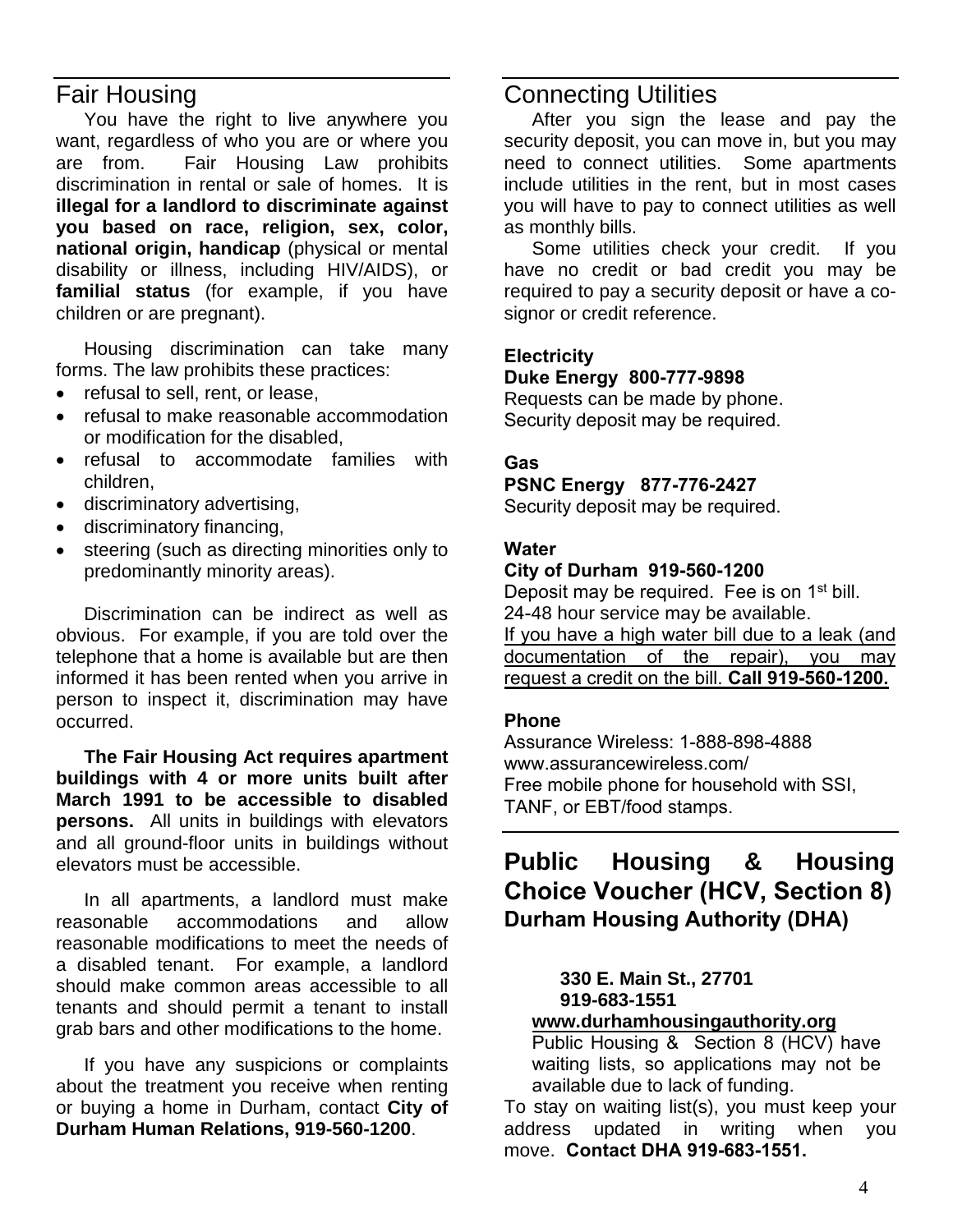## Fair Housing

You have the right to live anywhere you want, regardless of who you are or where you are from. Fair Housing Law prohibits discrimination in rental or sale of homes. It is **illegal for a landlord to discriminate against you based on race, religion, sex, color, national origin, handicap** (physical or mental disability or illness, including HIV/AIDS), or **familial status** (for example, if you have children or are pregnant).

Housing discrimination can take many forms. The law prohibits these practices:

- refusal to sell, rent, or lease,
- refusal to make reasonable accommodation or modification for the disabled,
- refusal to accommodate families with children,
- discriminatory advertising,
- discriminatory financing,
- steering (such as directing minorities only to predominantly minority areas).

Discrimination can be indirect as well as obvious. For example, if you are told over the telephone that a home is available but are then informed it has been rented when you arrive in person to inspect it, discrimination may have occurred.

**The Fair Housing Act requires apartment buildings with 4 or more units built after March 1991 to be accessible to disabled persons.** All units in buildings with elevators and all ground-floor units in buildings without elevators must be accessible.

In all apartments, a landlord must make reasonable accommodations and allow reasonable modifications to meet the needs of a disabled tenant. For example, a landlord should make common areas accessible to all tenants and should permit a tenant to install grab bars and other modifications to the home.

If you have any suspicions or complaints about the treatment you receive when renting or buying a home in Durham, contact **City of Durham Human Relations, 919-560-1200**.

## Connecting Utilities

After you sign the lease and pay the security deposit, you can move in, but you may need to connect utilities. Some apartments include utilities in the rent, but in most cases you will have to pay to connect utilities as well as monthly bills.

Some utilities check your credit. If you have no credit or bad credit you may be required to pay a security deposit or have a co-signor or credit reference.

**Electricity**
**Duke Energy 800-777-9898**
Requests can be made by phone.
Security deposit may be required.

**Gas**
**PSNC Energy 877-776-2427**
Security deposit may be required.

**Water**
**City of Durham 919-560-1200**
Deposit may be required. Fee is on 1st bill.
24-48 hour service may be available.
If you have a high water bill due to a leak (and documentation of the repair), you may request a credit on the bill. **Call 919-560-1200.**

**Phone**
Assurance Wireless: 1-888-898-4888
www.assurancewireless.com/
Free mobile phone for household with SSI, TANF, or EBT/food stamps.

## Public Housing & Housing Choice Voucher (HCV, Section 8)

### Durham Housing Authority (DHA)

**330 E. Main St., 27701**
**919-683-1551**
**www.durhamhousingauthority.org**

Public Housing & Section 8 (HCV) have waiting lists, so applications may not be available due to lack of funding.

To stay on waiting list(s), you must keep your address updated in writing when you move. **Contact DHA 919-683-1551.**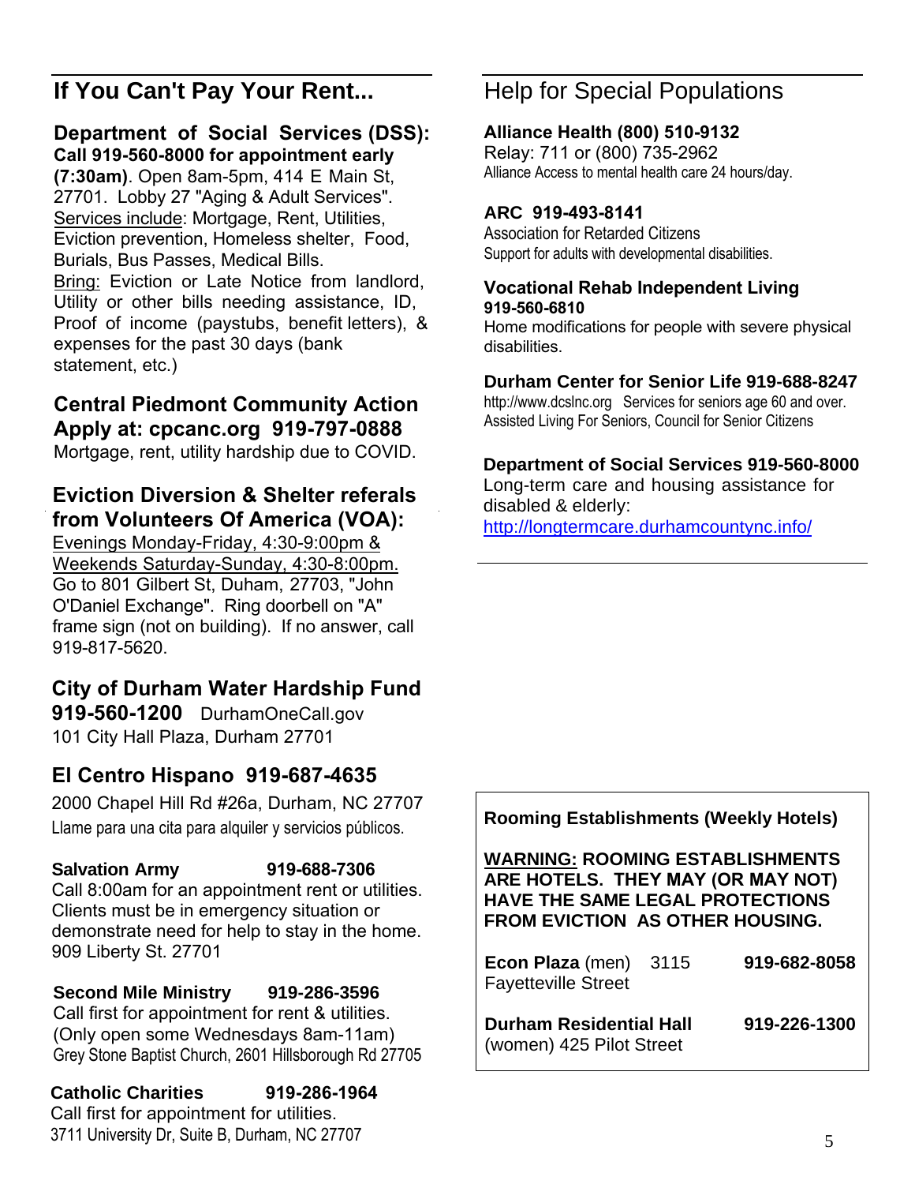## If You Can't Pay Your Rent...

**Department of Social Services (DSS): Call 919-560-8000 for appointment early (7:30am)**. Open 8am-5pm, 414 E Main St, 27701. Lobby 27 "Aging & Adult Services". Services include: Mortgage, Rent, Utilities, Eviction prevention, Homeless shelter, Food, Burials, Bus Passes, Medical Bills.
Bring: Eviction or Late Notice from landlord, Utility or other bills needing assistance, ID, Proof of income (paystubs, benefit letters), & expenses for the past 30 days (bank statement, etc.)

**Central Piedmont Community Action Apply at: cpcanc.org 919-797-0888**
Mortgage, rent, utility hardship due to COVID.

**Eviction Diversion & Shelter referals from Volunteers Of America (VOA):**
Evenings Monday-Friday, 4:30-9:00pm & Weekends Saturday-Sunday, 4:30-8:00pm.
Go to 801 Gilbert St, Duham, 27703, "John O'Daniel Exchange". Ring doorbell on "A" frame sign (not on building). If no answer, call 919-817-5620.

**City of Durham Water Hardship Fund 919-560-1200** DurhamOneCall.gov
101 City Hall Plaza, Durham 27701

**El Centro Hispano 919-687-4635**
2000 Chapel Hill Rd #26a, Durham, NC 27707
Llame para una cita para alquiler y servicios públicos.

**Salvation Army 919-688-7306**
Call 8:00am for an appointment rent or utilities. Clients must be in emergency situation or demonstrate need for help to stay in the home. 909 Liberty St. 27701

**Second Mile Ministry 919-286-3596**
Call first for appointment for rent & utilities. (Only open some Wednesdays 8am-11am)
Grey Stone Baptist Church, 2601 Hillsborough Rd 27705

**Catholic Charities 919-286-1964**
Call first for appointment for utilities.
3711 University Dr, Suite B, Durham, NC 27707

## Help for Special Populations

**Alliance Health (800) 510-9132**
Relay: 711 or (800) 735-2962
Alliance Access to mental health care 24 hours/day.

**ARC 919-493-8141**
Association for Retarded Citizens
Support for adults with developmental disabilities.

**Vocational Rehab Independent Living 919-560-6810**
Home modifications for people with severe physical disabilities.

**Durham Center for Senior Life 919-688-8247**
http://www.dcslnc.org Services for seniors age 60 and over. Assisted Living For Seniors, Council for Senior Citizens

**Department of Social Services 919-560-8000**
Long-term care and housing assistance for disabled & elderly:
http://longtermcare.durhamcountync.info/

**Rooming Establishments (Weekly Hotels)**

**WARNING: ROOMING ESTABLISHMENTS ARE HOTELS. THEY MAY (OR MAY NOT) HAVE THE SAME LEGAL PROTECTIONS FROM EVICTION AS OTHER HOUSING.**

**Econ Plaza** (men) 3115 Fayetteville Street **919-682-8058**

**Durham Residential Hall** (women) 425 Pilot Street **919-226-1300**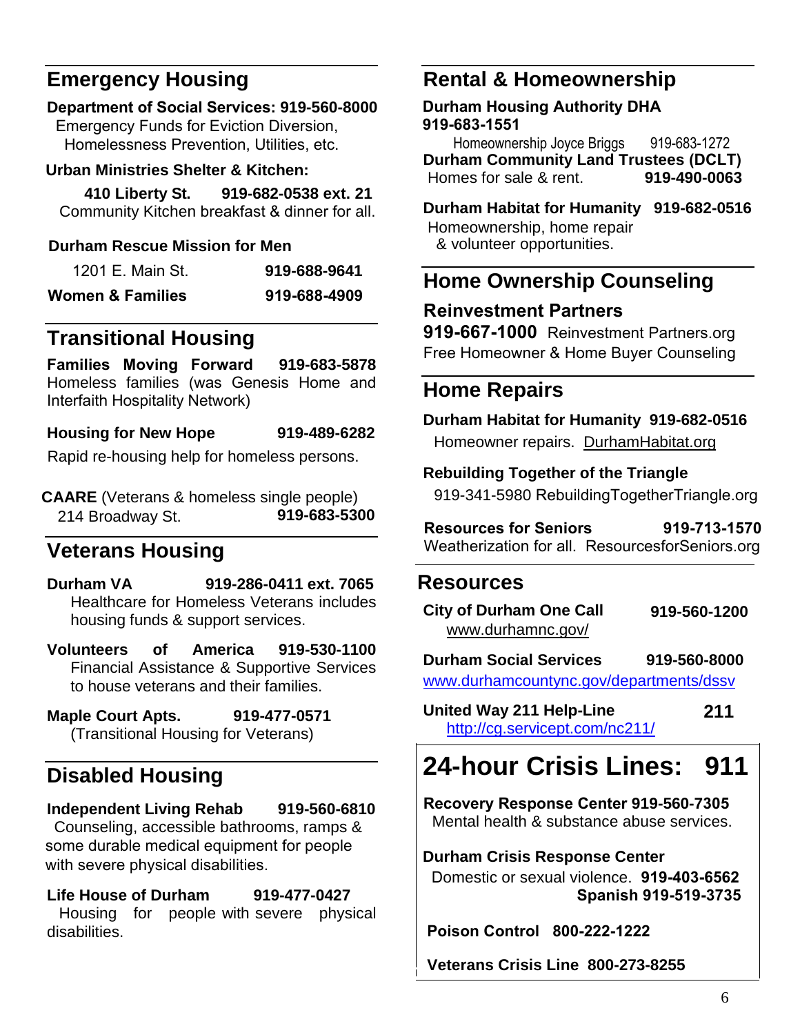## Emergency Housing

**Department of Social Services: 919-560-8000**
Emergency Funds for Eviction Diversion, Homelessness Prevention, Utilities, etc.

**Urban Ministries Shelter & Kitchen:**
**410 Liberty St. 919-682-0538 ext. 21**
Community Kitchen breakfast & dinner for all.

**Durham Rescue Mission for Men**
1201 E. Main St. **919-688-9641**
**Women & Families 919-688-4909**

## Transitional Housing

**Families Moving Forward 919-683-5878**
Homeless families (was Genesis Home and Interfaith Hospitality Network)

**Housing for New Hope 919-489-6282**
Rapid re-housing help for homeless persons.

**CAARE** (Veterans & homeless single people)
214 Broadway St. **919-683-5300**

## Veterans Housing

**Durham VA 919-286-0411 ext. 7065**
Healthcare for Homeless Veterans includes housing funds & support services.

**Volunteers of America 919-530-1100**
Financial Assistance & Supportive Services to house veterans and their families.

**Maple Court Apts. 919-477-0571**
(Transitional Housing for Veterans)

## Disabled Housing

**Independent Living Rehab 919-560-6810**
Counseling, accessible bathrooms, ramps & some durable medical equipment for people with severe physical disabilities.

**Life House of Durham 919-477-0427**
Housing for people with severe physical disabilities.

## Rental & Homeownership

**Durham Housing Authority DHA**
**919-683-1551**
Homeownership Joyce Briggs 919-683-1272

**Durham Community Land Trustees (DCLT)**
Homes for sale & rent. **919-490-0063**

**Durham Habitat for Humanity 919-682-0516**
Homeownership, home repair & volunteer opportunities.

## Home Ownership Counseling

**Reinvestment Partners**
**919-667-1000** Reinvestment Partners.org
Free Homeowner & Home Buyer Counseling

## Home Repairs

**Durham Habitat for Humanity 919-682-0516**
Homeowner repairs. DurhamHabitat.org

**Rebuilding Together of the Triangle**
919-341-5980 RebuildingTogetherTriangle.org

**Resources for Seniors 919-713-1570**
Weatherization for all. ResourcesforSeniors.org

## Resources

**City of Durham One Call 919-560-1200**
www.durhamnc.gov/

**Durham Social Services 919-560-8000**
www.durhamcountync.gov/departments/dssv

**United Way 211 Help-Line 211**
http://cg.servicept.com/nc211/

# 24-hour Crisis Lines: 911

**Recovery Response Center 919-560-7305**
Mental health & substance abuse services.

**Durham Crisis Response Center**
Domestic or sexual violence. **919-403-6562**
**Spanish 919-519-3735**

**Poison Control 800-222-1222**

**Veterans Crisis Line 800-273-8255**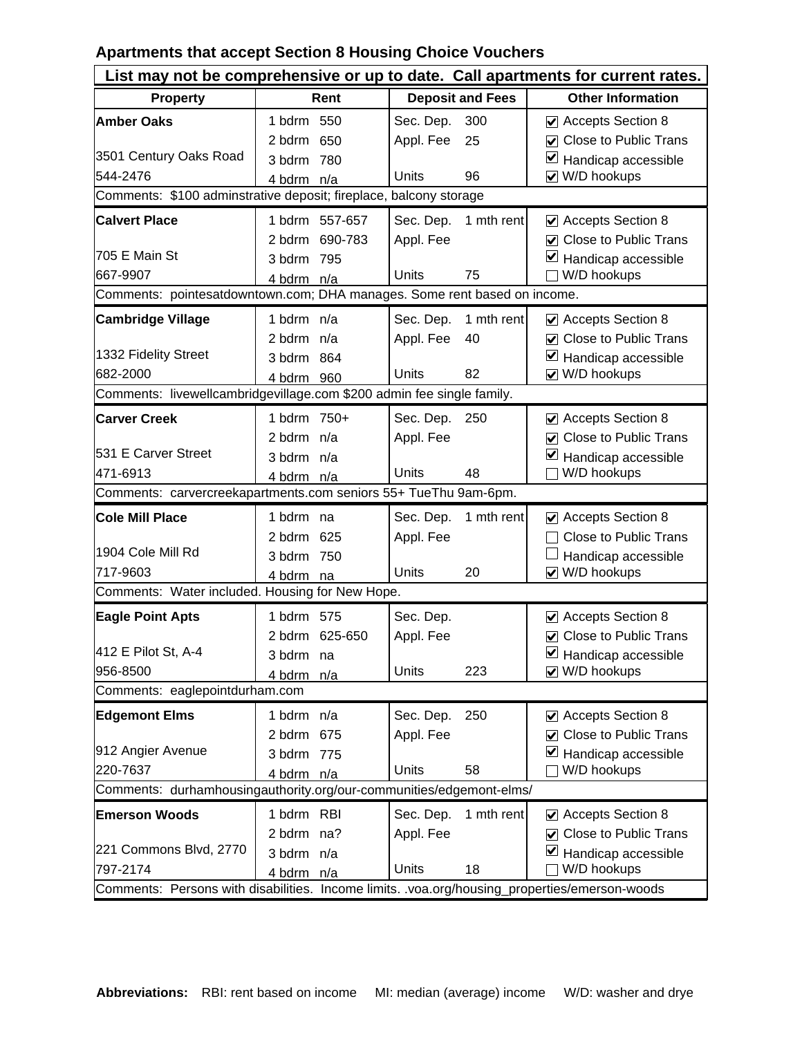## Apartments that accept Section 8 Housing Choice Vouchers

**List may not be comprehensive or up to date. Call apartments for current rates.**

| Property | Rent | Deposit and Fees | Other Information |
|---|---|---|---|
| **Amber Oaks**<br>3501 Century Oaks Road<br>544-2476 | 1 bdrm 550<br>2 bdrm 650<br>3 bdrm 780<br>4 bdrm n/a | Sec. Dep. 300<br>Appl. Fee 25<br>Units 96 | ☑ Accepts Section 8<br>☑ Close to Public Trans<br>☑ Handicap accessible<br>☑ W/D hookups |
| Comments: $100 adminstrative deposit; fireplace, balcony storage | | | |
| **Calvert Place**<br>705 E Main St<br>667-9907 | 1 bdrm 557-657<br>2 bdrm 690-783<br>3 bdrm 795<br>4 bdrm n/a | Sec. Dep. 1 mth rent<br>Appl. Fee<br>Units 75 | ☑ Accepts Section 8<br>☑ Close to Public Trans<br>☑ Handicap accessible<br>☐ W/D hookups |
| Comments: pointesatdowntown.com; DHA manages. Some rent based on income. | | | |
| **Cambridge Village**<br>1332 Fidelity Street<br>682-2000 | 1 bdrm n/a<br>2 bdrm n/a<br>3 bdrm 864<br>4 bdrm 960 | Sec. Dep. 1 mth rent<br>Appl. Fee 40<br>Units 82 | ☑ Accepts Section 8<br>☑ Close to Public Trans<br>☑ Handicap accessible<br>☑ W/D hookups |
| Comments: livewellcambridgevillage.com $200 admin fee single family. | | | |
| **Carver Creek**<br>531 E Carver Street<br>471-6913 | 1 bdrm 750+<br>2 bdrm n/a<br>3 bdrm n/a<br>4 bdrm n/a | Sec. Dep. 250<br>Appl. Fee<br>Units 48 | ☑ Accepts Section 8<br>☑ Close to Public Trans<br>☑ Handicap accessible<br>☐ W/D hookups |
| Comments: carvercreekapartments.com seniors 55+ TueThu 9am-6pm. | | | |
| **Cole Mill Place**<br>1904 Cole Mill Rd<br>717-9603 | 1 bdrm na<br>2 bdrm 625<br>3 bdrm 750<br>4 bdrm na | Sec. Dep. 1 mth rent<br>Appl. Fee<br>Units 20 | ☑ Accepts Section 8<br>☐ Close to Public Trans<br>☐ Handicap accessible<br>☑ W/D hookups |
| Comments: Water included. Housing for New Hope. | | | |
| **Eagle Point Apts**<br>412 E Pilot St, A-4<br>956-8500 | 1 bdrm 575<br>2 bdrm 625-650<br>3 bdrm na<br>4 bdrm n/a | Sec. Dep.<br>Appl. Fee<br>Units 223 | ☑ Accepts Section 8<br>☑ Close to Public Trans<br>☑ Handicap accessible<br>☑ W/D hookups |
| Comments: eaglepointdurham.com | | | |
| **Edgemont Elms**<br>912 Angier Avenue<br>220-7637 | 1 bdrm n/a<br>2 bdrm 675<br>3 bdrm 775<br>4 bdrm n/a | Sec. Dep. 250<br>Appl. Fee<br>Units 58 | ☑ Accepts Section 8<br>☑ Close to Public Trans<br>☑ Handicap accessible<br>☐ W/D hookups |
| Comments: durhamhousingauthority.org/our-communities/edgemont-elms/ | | | |
| **Emerson Woods**<br>221 Commons Blvd, 2770<br>797-2174 | 1 bdrm RBI<br>2 bdrm na?<br>3 bdrm n/a<br>4 bdrm n/a | Sec. Dep. 1 mth rent<br>Appl. Fee<br>Units 18 | ☑ Accepts Section 8<br>☑ Close to Public Trans<br>☑ Handicap accessible<br>☐ W/D hookups |
| Comments: Persons with disabilities. Income limits. .voa.org/housing_properties/emerson-woods | | | |

**Abbreviations:** RBI: rent based on income MI: median (average) income W/D: washer and drye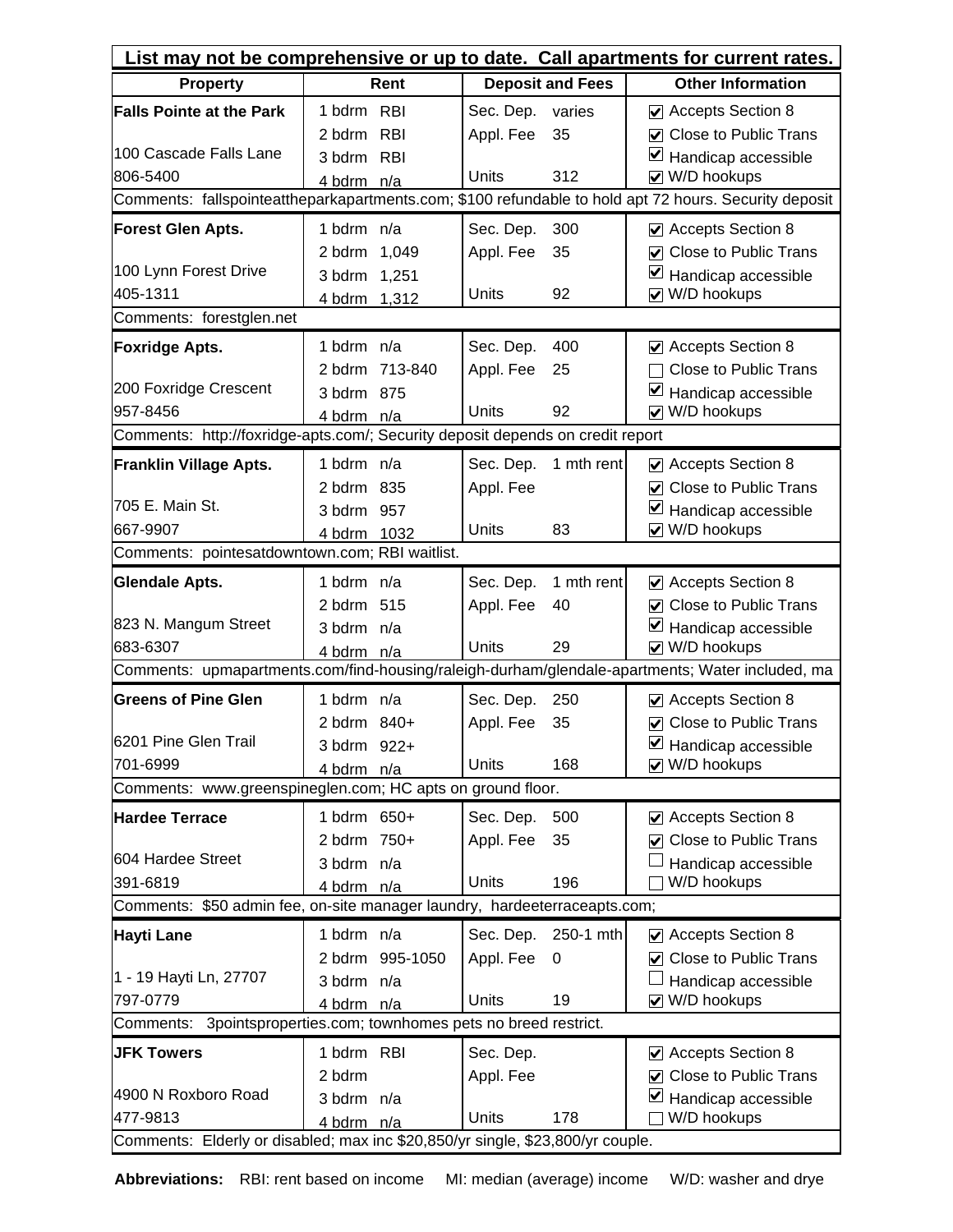**List may not be comprehensive or up to date. Call apartments for current rates.**

| Property | Rent | | Deposit and Fees | | Other Information |
|---|---|---|---|---|---|
| **Falls Pointe at the Park** | 1 bdrm | RBI | Sec. Dep. | varies | ☑ Accepts Section 8 |
| | 2 bdrm | RBI | Appl. Fee | 35 | ☑ Close to Public Trans |
| 100 Cascade Falls Lane | 3 bdrm | RBI | | | ☑ Handicap accessible |
| 806-5400 | 4 bdrm | n/a | Units | 312 | ☑ W/D hookups |
| Comments: fallspointeattheparkapartments.com; $100 refundable to hold apt 72 hours. Security deposit | | | | | |
| **Forest Glen Apts.** | 1 bdrm | n/a | Sec. Dep. | 300 | ☑ Accepts Section 8 |
| | 2 bdrm | 1,049 | Appl. Fee | 35 | ☑ Close to Public Trans |
| 100 Lynn Forest Drive | 3 bdrm | 1,251 | | | ☑ Handicap accessible |
| 405-1311 | 4 bdrm | 1,312 | Units | 92 | ☑ W/D hookups |
| Comments: forestglen.net | | | | | |
| **Foxridge Apts.** | 1 bdrm | n/a | Sec. Dep. | 400 | ☑ Accepts Section 8 |
| | 2 bdrm | 713-840 | Appl. Fee | 25 | ☐ Close to Public Trans |
| 200 Foxridge Crescent | 3 bdrm | 875 | | | ☑ Handicap accessible |
| 957-8456 | 4 bdrm | n/a | Units | 92 | ☑ W/D hookups |
| Comments: http://foxridge-apts.com/; Security deposit depends on credit report | | | | | |
| **Franklin Village Apts.** | 1 bdrm | n/a | Sec. Dep. | 1 mth rent | ☑ Accepts Section 8 |
| | 2 bdrm | 835 | Appl. Fee | | ☑ Close to Public Trans |
| 705 E. Main St. | 3 bdrm | 957 | | | ☑ Handicap accessible |
| 667-9907 | 4 bdrm | 1032 | Units | 83 | ☑ W/D hookups |
| Comments: pointesatdowntown.com; RBI waitlist. | | | | | |
| **Glendale Apts.** | 1 bdrm | n/a | Sec. Dep. | 1 mth rent | ☑ Accepts Section 8 |
| | 2 bdrm | 515 | Appl. Fee | 40 | ☑ Close to Public Trans |
| 823 N. Mangum Street | 3 bdrm | n/a | | | ☑ Handicap accessible |
| 683-6307 | 4 bdrm | n/a | Units | 29 | ☑ W/D hookups |
| Comments: upmapartments.com/find-housing/raleigh-durham/glendale-apartments; Water included, ma | | | | | |
| **Greens of Pine Glen** | 1 bdrm | n/a | Sec. Dep. | 250 | ☑ Accepts Section 8 |
| | 2 bdrm | 840+ | Appl. Fee | 35 | ☑ Close to Public Trans |
| 6201 Pine Glen Trail | 3 bdrm | 922+ | | | ☑ Handicap accessible |
| 701-6999 | 4 bdrm | n/a | Units | 168 | ☑ W/D hookups |
| Comments: www.greenspineglen.com; HC apts on ground floor. | | | | | |
| **Hardee Terrace** | 1 bdrm | 650+ | Sec. Dep. | 500 | ☑ Accepts Section 8 |
| | 2 bdrm | 750+ | Appl. Fee | 35 | ☑ Close to Public Trans |
| 604 Hardee Street | 3 bdrm | n/a | | | ☐ Handicap accessible |
| 391-6819 | 4 bdrm | n/a | Units | 196 | ☐ W/D hookups |
| Comments: $50 admin fee, on-site manager laundry, hardeeterraceapts.com; | | | | | |
| **Hayti Lane** | 1 bdrm | n/a | Sec. Dep. | 250-1 mth | ☑ Accepts Section 8 |
| | 2 bdrm | 995-1050 | Appl. Fee | 0 | ☑ Close to Public Trans |
| 1 - 19 Hayti Ln, 27707 | 3 bdrm | n/a | | | ☐ Handicap accessible |
| 797-0779 | 4 bdrm | n/a | Units | 19 | ☑ W/D hookups |
| Comments: 3pointsproperties.com; townhomes pets no breed restrict. | | | | | |
| **JFK Towers** | 1 bdrm | RBI | Sec. Dep. | | ☑ Accepts Section 8 |
| | 2 bdrm | | Appl. Fee | | ☑ Close to Public Trans |
| 4900 N Roxboro Road | 3 bdrm | n/a | | | ☑ Handicap accessible |
| 477-9813 | 4 bdrm | n/a | Units | 178 | ☐ W/D hookups |
| Comments: Elderly or disabled; max inc $20,850/yr single, $23,800/yr couple. | | | | | |

**Abbreviations:** RBI: rent based on income MI: median (average) income W/D: washer and drye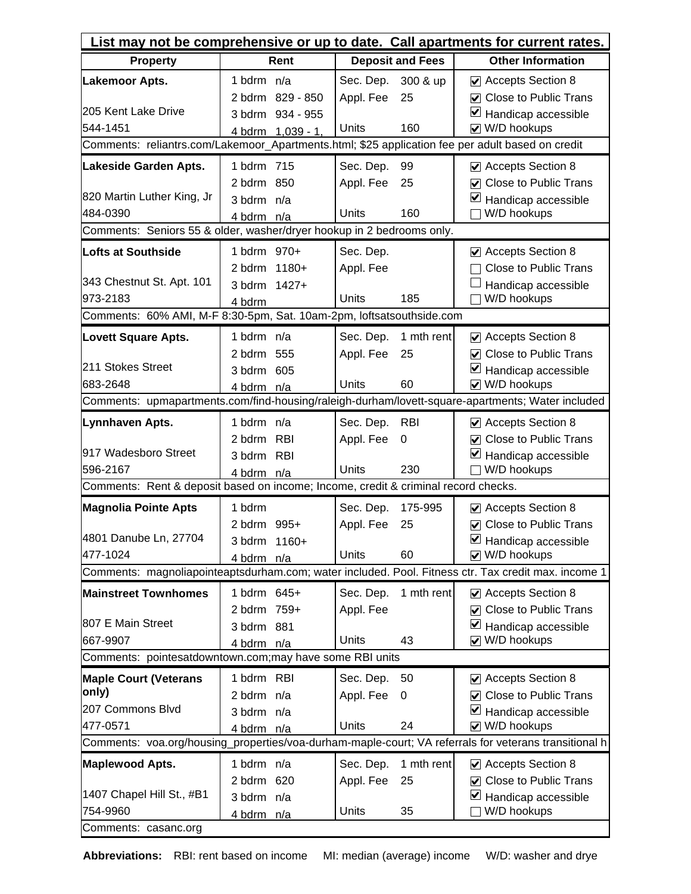**List may not be comprehensive or up to date. Call apartments for current rates.**

| Property | Rent | | Deposit and Fees | | Other Information |
|---|---|---|---|---|---|
| **Lakemoor Apts.** | 1 bdrm | n/a | Sec. Dep. | 300 & up | ☑ Accepts Section 8 |
| | 2 bdrm | 829 - 850 | Appl. Fee | 25 | ☑ Close to Public Trans |
| 205 Kent Lake Drive | 3 bdrm | 934 - 955 | | | ☑ Handicap accessible |
| 544-1451 | 4 bdrm | 1,039 - 1, | Units | 160 | ☑ W/D hookups |
| Comments: reliantrs.com/Lakemoor_Apartments.html; $25 application fee per adult based on credit | | | | | |
| **Lakeside Garden Apts.** | 1 bdrm | 715 | Sec. Dep. | 99 | ☑ Accepts Section 8 |
| | 2 bdrm | 850 | Appl. Fee | 25 | ☑ Close to Public Trans |
| 820 Martin Luther King, Jr | 3 bdrm | n/a | | | ☑ Handicap accessible |
| 484-0390 | 4 bdrm | n/a | Units | 160 | ☐ W/D hookups |
| Comments: Seniors 55 & older, washer/dryer hookup in 2 bedrooms only. | | | | | |
| **Lofts at Southside** | 1 bdrm | 970+ | Sec. Dep. | | ☑ Accepts Section 8 |
| | 2 bdrm | 1180+ | Appl. Fee | | ☐ Close to Public Trans |
| 343 Chestnut St. Apt. 101 | 3 bdrm | 1427+ | | | ☐ Handicap accessible |
| 973-2183 | 4 bdrm | | Units | 185 | ☐ W/D hookups |
| Comments: 60% AMI, M-F 8:30-5pm, Sat. 10am-2pm, loftsatsouthside.com | | | | | |
| **Lovett Square Apts.** | 1 bdrm | n/a | Sec. Dep. | 1 mth rent | ☑ Accepts Section 8 |
| | 2 bdrm | 555 | Appl. Fee | 25 | ☑ Close to Public Trans |
| 211 Stokes Street | 3 bdrm | 605 | | | ☑ Handicap accessible |
| 683-2648 | 4 bdrm | n/a | Units | 60 | ☑ W/D hookups |
| Comments: upmapartments.com/find-housing/raleigh-durham/lovett-square-apartments; Water included | | | | | |
| **Lynnhaven Apts.** | 1 bdrm | n/a | Sec. Dep. | RBI | ☑ Accepts Section 8 |
| | 2 bdrm | RBI | Appl. Fee | 0 | ☑ Close to Public Trans |
| 917 Wadesboro Street | 3 bdrm | RBI | | | ☑ Handicap accessible |
| 596-2167 | 4 bdrm | n/a | Units | 230 | ☐ W/D hookups |
| Comments: Rent & deposit based on income; Income, credit & criminal record checks. | | | | | |
| **Magnolia Pointe Apts** | 1 bdrm | | Sec. Dep. | 175-995 | ☑ Accepts Section 8 |
| | 2 bdrm | 995+ | Appl. Fee | 25 | ☑ Close to Public Trans |
| 4801 Danube Ln, 27704 | 3 bdrm | 1160+ | | | ☑ Handicap accessible |
| 477-1024 | 4 bdrm | n/a | Units | 60 | ☑ W/D hookups |
| Comments: magnoliapointeaptsdurham.com; water included. Pool. Fitness ctr. Tax credit max. income 1 | | | | | |
| **Mainstreet Townhomes** | 1 bdrm | 645+ | Sec. Dep. | 1 mth rent | ☑ Accepts Section 8 |
| | 2 bdrm | 759+ | Appl. Fee | | ☑ Close to Public Trans |
| 807 E Main Street | 3 bdrm | 881 | | | ☑ Handicap accessible |
| 667-9907 | 4 bdrm | n/a | Units | 43 | ☑ W/D hookups |
| Comments: pointesatdowntown.com;may have some RBI units | | | | | |
| **Maple Court (Veterans only)** | 1 bdrm | RBI | Sec. Dep. | 50 | ☑ Accepts Section 8 |
| | 2 bdrm | n/a | Appl. Fee | 0 | ☑ Close to Public Trans |
| 207 Commons Blvd | 3 bdrm | n/a | | | ☑ Handicap accessible |
| 477-0571 | 4 bdrm | n/a | Units | 24 | ☑ W/D hookups |
| Comments: voa.org/housing_properties/voa-durham-maple-court; VA referrals for veterans transitional h | | | | | |
| **Maplewood Apts.** | 1 bdrm | n/a | Sec. Dep. | 1 mth rent | ☑ Accepts Section 8 |
| | 2 bdrm | 620 | Appl. Fee | 25 | ☑ Close to Public Trans |
| 1407 Chapel Hill St., #B1 | 3 bdrm | n/a | | | ☑ Handicap accessible |
| 754-9960 | 4 bdrm | n/a | Units | 35 | ☐ W/D hookups |
| Comments: casanc.org | | | | | |

**Abbreviations:** RBI: rent based on income MI: median (average) income W/D: washer and drye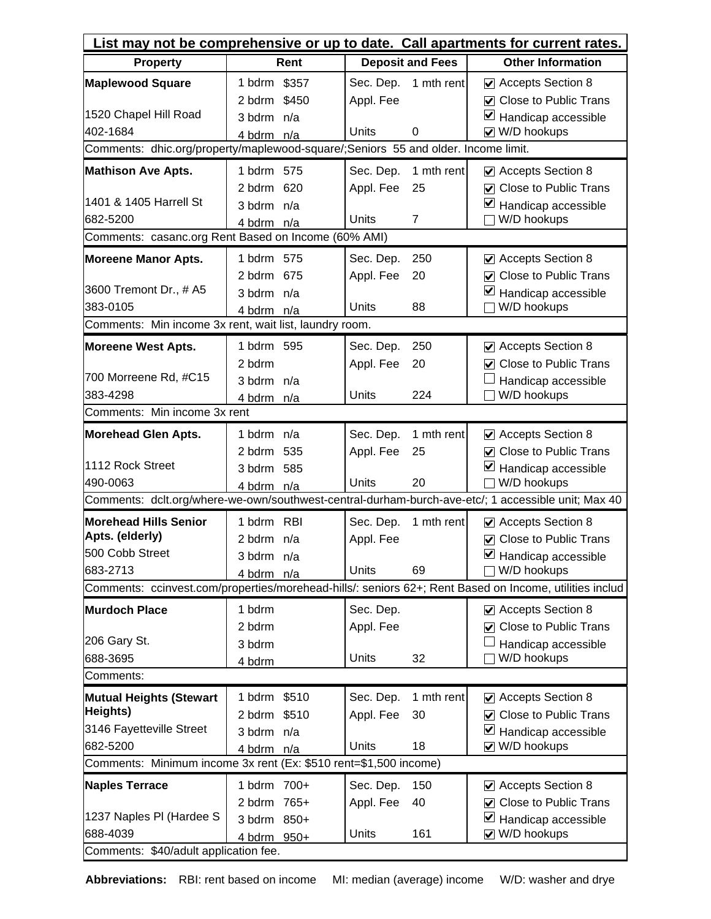**List may not be comprehensive or up to date. Call apartments for current rates.**

| Property | Rent | | Deposit and Fees | | Other Information |
|---|---|---|---|---|---|
| **Maplewood Square** | 1 bdrm | $357 | Sec. Dep. | 1 mth rent | ☑ Accepts Section 8 |
| | 2 bdrm | $450 | Appl. Fee | | ☑ Close to Public Trans |
| 1520 Chapel Hill Road | 3 bdrm | n/a | | | ☑ Handicap accessible |
| 402-1684 | 4 bdrm | n/a | Units | 0 | ☑ W/D hookups |
| Comments: dhic.org/property/maplewood-square/;Seniors 55 and older. Income limit. | | | | | |
| **Mathison Ave Apts.** | 1 bdrm | 575 | Sec. Dep. | 1 mth rent | ☑ Accepts Section 8 |
| | 2 bdrm | 620 | Appl. Fee | 25 | ☑ Close to Public Trans |
| 1401 & 1405 Harrell St | 3 bdrm | n/a | | | ☑ Handicap accessible |
| 682-5200 | 4 bdrm | n/a | Units | 7 | ☐ W/D hookups |
| Comments: casanc.org Rent Based on Income (60% AMI) | | | | | |
| **Moreene Manor Apts.** | 1 bdrm | 575 | Sec. Dep. | 250 | ☑ Accepts Section 8 |
| | 2 bdrm | 675 | Appl. Fee | 20 | ☑ Close to Public Trans |
| 3600 Tremont Dr., # A5 | 3 bdrm | n/a | | | ☑ Handicap accessible |
| 383-0105 | 4 bdrm | n/a | Units | 88 | ☐ W/D hookups |
| Comments: Min income 3x rent, wait list, laundry room. | | | | | |
| **Moreene West Apts.** | 1 bdrm | 595 | Sec. Dep. | 250 | ☑ Accepts Section 8 |
| | 2 bdrm | | Appl. Fee | 20 | ☑ Close to Public Trans |
| 700 Morreene Rd, #C15 | 3 bdrm | n/a | | | ☐ Handicap accessible |
| 383-4298 | 4 bdrm | n/a | Units | 224 | ☐ W/D hookups |
| Comments: Min income 3x rent | | | | | |
| **Morehead Glen Apts.** | 1 bdrm | n/a | Sec. Dep. | 1 mth rent | ☑ Accepts Section 8 |
| | 2 bdrm | 535 | Appl. Fee | 25 | ☑ Close to Public Trans |
| 1112 Rock Street | 3 bdrm | 585 | | | ☑ Handicap accessible |
| 490-0063 | 4 bdrm | n/a | Units | 20 | ☐ W/D hookups |
| Comments: dclt.org/where-we-own/southwest-central-durham-burch-ave-etc/; 1 accessible unit; Max 40 | | | | | |
| **Morehead Hills Senior Apts. (elderly)** | 1 bdrm | RBI | Sec. Dep. | 1 mth rent | ☑ Accepts Section 8 |
| | 2 bdrm | n/a | Appl. Fee | | ☑ Close to Public Trans |
| 500 Cobb Street | 3 bdrm | n/a | | | ☑ Handicap accessible |
| 683-2713 | 4 bdrm | n/a | Units | 69 | ☐ W/D hookups |
| Comments: ccinvest.com/properties/morehead-hills/: seniors 62+; Rent Based on Income, utilities includ | | | | | |
| **Murdoch Place** | 1 bdrm | | Sec. Dep. | | ☑ Accepts Section 8 |
| | 2 bdrm | | Appl. Fee | | ☑ Close to Public Trans |
| 206 Gary St. | 3 bdrm | | | | ☐ Handicap accessible |
| 688-3695 | 4 bdrm | | Units | 32 | ☐ W/D hookups |
| Comments: | | | | | |
| **Mutual Heights (Stewart Heights)** | 1 bdrm | $510 | Sec. Dep. | 1 mth rent | ☑ Accepts Section 8 |
| | 2 bdrm | $510 | Appl. Fee | 30 | ☑ Close to Public Trans |
| 3146 Fayetteville Street | 3 bdrm | n/a | | | ☑ Handicap accessible |
| 682-5200 | 4 bdrm | n/a | Units | 18 | ☑ W/D hookups |
| Comments: Minimum income 3x rent (Ex: $510 rent=$1,500 income) | | | | | |
| **Naples Terrace** | 1 bdrm | 700+ | Sec. Dep. | 150 | ☑ Accepts Section 8 |
| | 2 bdrm | 765+ | Appl. Fee | 40 | ☑ Close to Public Trans |
| 1237 Naples Pl (Hardee S | 3 bdrm | 850+ | | | ☑ Handicap accessible |
| 688-4039 | 4 bdrm | 950+ | Units | 161 | ☑ W/D hookups |
| Comments: $40/adult application fee. | | | | | |

**Abbreviations:** RBI: rent based on income MI: median (average) income W/D: washer and drye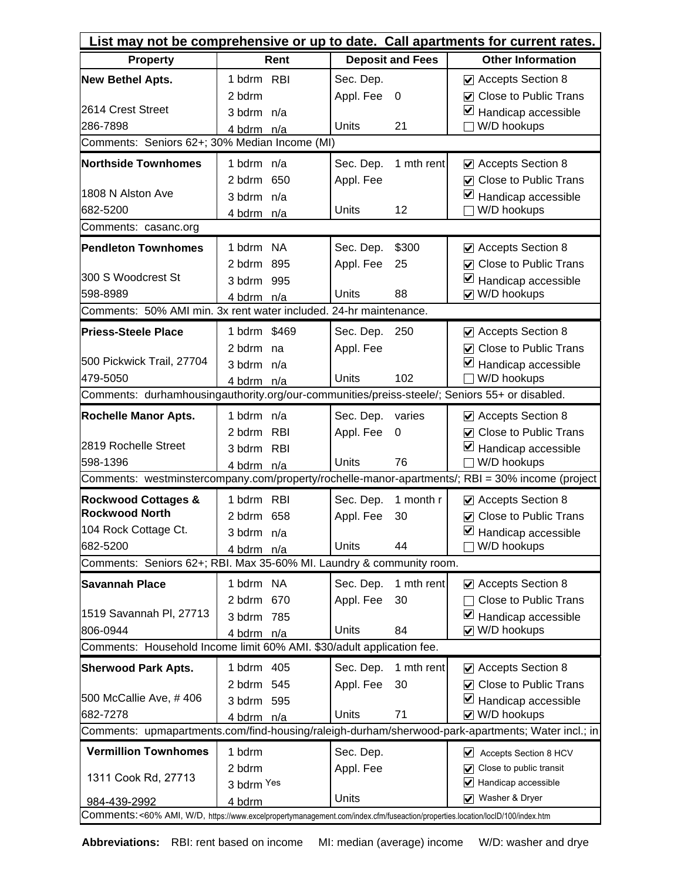**List may not be comprehensive or up to date. Call apartments for current rates.**

| Property | Rent | Deposit and Fees | Other Information |
|---|---|---|---|
| **New Bethel Apts.**<br>2614 Crest Street<br>286-7898 | 1 bdrm RBI<br>2 bdrm<br>3 bdrm n/a<br>4 bdrm n/a | Sec. Dep.<br>Appl. Fee 0<br>Units 21 | ☑ Accepts Section 8<br>☑ Close to Public Trans<br>☑ Handicap accessible<br>☐ W/D hookups |
| Comments: Seniors 62+; 30% Median Income (MI) | | | |
| **Northside Townhomes**<br>1808 N Alston Ave<br>682-5200 | 1 bdrm n/a<br>2 bdrm 650<br>3 bdrm n/a<br>4 bdrm n/a | Sec. Dep. 1 mth rent<br>Appl. Fee<br>Units 12 | ☑ Accepts Section 8<br>☑ Close to Public Trans<br>☑ Handicap accessible<br>☐ W/D hookups |
| Comments: casanc.org | | | |
| **Pendleton Townhomes**<br>300 S Woodcrest St<br>598-8989 | 1 bdrm NA<br>2 bdrm 895<br>3 bdrm 995<br>4 bdrm n/a | Sec. Dep. $300<br>Appl. Fee 25<br>Units 88 | ☑ Accepts Section 8<br>☑ Close to Public Trans<br>☑ Handicap accessible<br>☑ W/D hookups |
| Comments: 50% AMI min. 3x rent water included. 24-hr maintenance. | | | |
| **Priess-Steele Place**<br>500 Pickwick Trail, 27704<br>479-5050 | 1 bdrm $469<br>2 bdrm na<br>3 bdrm n/a<br>4 bdrm n/a | Sec. Dep. 250<br>Appl. Fee<br>Units 102 | ☑ Accepts Section 8<br>☑ Close to Public Trans<br>☑ Handicap accessible<br>☐ W/D hookups |
| Comments: durhamhousingauthority.org/our-communities/preiss-steele/; Seniors 55+ or disabled. | | | |
| **Rochelle Manor Apts.**<br>2819 Rochelle Street<br>598-1396 | 1 bdrm n/a<br>2 bdrm RBI<br>3 bdrm RBI<br>4 bdrm n/a | Sec. Dep. varies<br>Appl. Fee 0<br>Units 76 | ☑ Accepts Section 8<br>☑ Close to Public Trans<br>☑ Handicap accessible<br>☐ W/D hookups |
| Comments: westminstercompany.com/property/rochelle-manor-apartments/; RBI = 30% income (project | | | |
| **Rockwood Cottages & Rockwood North**<br>104 Rock Cottage Ct.<br>682-5200 | 1 bdrm RBI<br>2 bdrm 658<br>3 bdrm n/a<br>4 bdrm n/a | Sec. Dep. 1 month r<br>Appl. Fee 30<br>Units 44 | ☑ Accepts Section 8<br>☑ Close to Public Trans<br>☑ Handicap accessible<br>☐ W/D hookups |
| Comments: Seniors 62+; RBI. Max 35-60% MI. Laundry & community room. | | | |
| **Savannah Place**<br>1519 Savannah Pl, 27713<br>806-0944 | 1 bdrm NA<br>2 bdrm 670<br>3 bdrm 785<br>4 bdrm n/a | Sec. Dep. 1 mth rent<br>Appl. Fee 30<br>Units 84 | ☑ Accepts Section 8<br>☐ Close to Public Trans<br>☑ Handicap accessible<br>☑ W/D hookups |
| Comments: Household Income limit 60% AMI. $30/adult application fee. | | | |
| **Sherwood Park Apts.**<br>500 McCallie Ave, # 406<br>682-7278 | 1 bdrm 405<br>2 bdrm 545<br>3 bdrm 595<br>4 bdrm n/a | Sec. Dep. 1 mth rent<br>Appl. Fee 30<br>Units 71 | ☑ Accepts Section 8<br>☑ Close to Public Trans<br>☑ Handicap accessible<br>☑ W/D hookups |
| Comments: upmapartments.com/find-housing/raleigh-durham/sherwood-park-apartments; Water incl.; in | | | |
| **Vermillion Townhomes**<br>1311 Cook Rd, 27713<br>984-439-2992 | 1 bdrm<br>2 bdrm<br>3 bdrm Yes<br>4 bdrm | Sec. Dep.<br>Appl. Fee<br>Units | ☑ Accepts Section 8 HCV<br>☑ Close to public transit<br>☑ Handicap accessible<br>☑ Washer & Dryer |
| Comments: <60% AMI, W/D, https://www.excelpropertymanagement.com/index.cfm/fuseaction/properties.location/locID/100/index.htm | | | |

**Abbreviations:** RBI: rent based on income MI: median (average) income W/D: washer and drye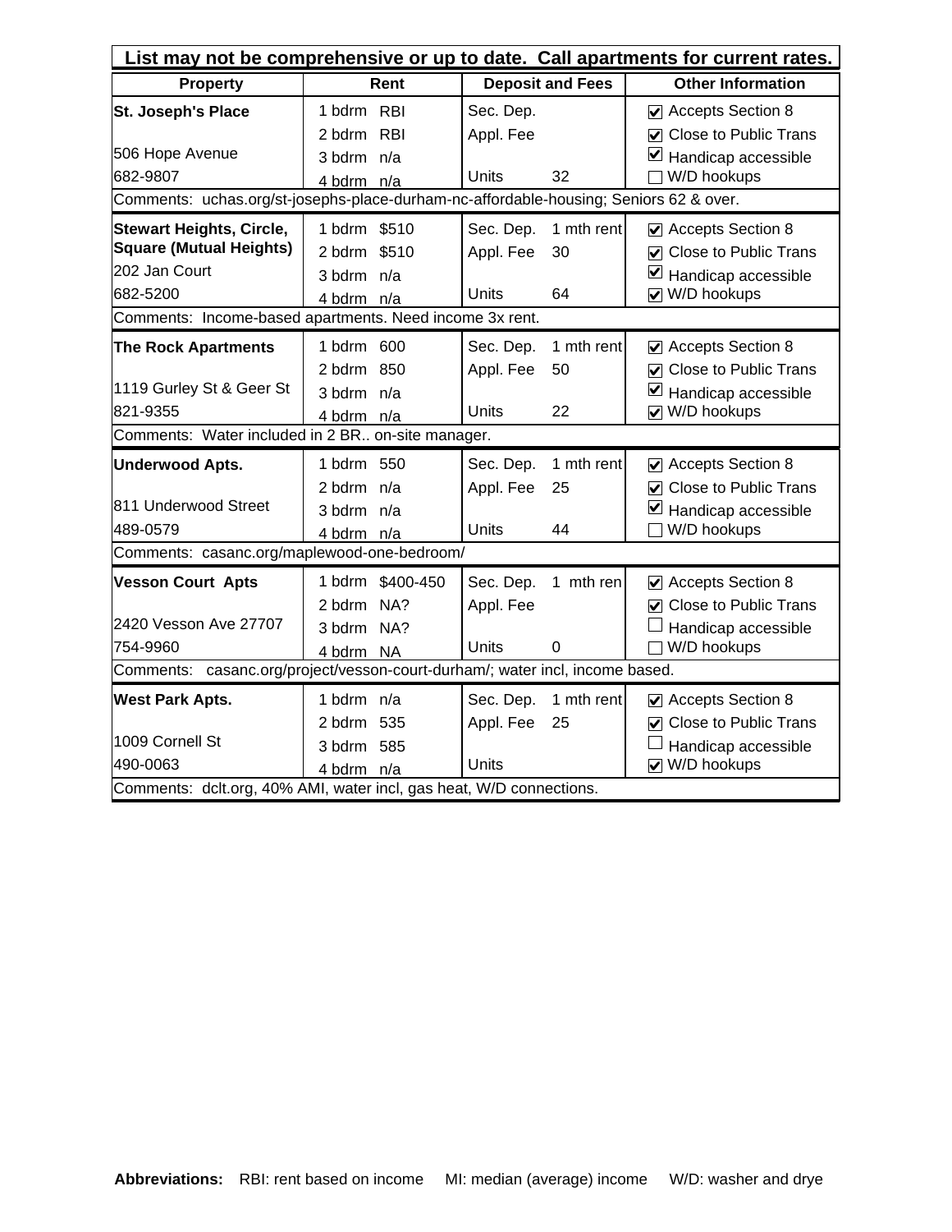**List may not be comprehensive or up to date. Call apartments for current rates.**

| Property | Rent | Deposit and Fees | Other Information |
|---|---|---|---|
| **St. Joseph's Place** | 1 bdrm RBI | Sec. Dep. | ☑ Accepts Section 8 |
| | 2 bdrm RBI | Appl. Fee | ☑ Close to Public Trans |
| 506 Hope Avenue | 3 bdrm n/a | | ☑ Handicap accessible |
| 682-9807 | 4 bdrm n/a | Units 32 | ☐ W/D hookups |
| Comments: uchas.org/st-josephs-place-durham-nc-affordable-housing; Seniors 62 & over. | | | |
| **Stewart Heights, Circle, Square (Mutual Heights)** | 1 bdrm $510 | Sec. Dep. 1 mth rent | ☑ Accepts Section 8 |
| | 2 bdrm $510 | Appl. Fee 30 | ☑ Close to Public Trans |
| 202 Jan Court | 3 bdrm n/a | | ☑ Handicap accessible |
| 682-5200 | 4 bdrm n/a | Units 64 | ☑ W/D hookups |
| Comments: Income-based apartments. Need income 3x rent. | | | |
| **The Rock Apartments** | 1 bdrm 600 | Sec. Dep. 1 mth rent | ☑ Accepts Section 8 |
| | 2 bdrm 850 | Appl. Fee 50 | ☑ Close to Public Trans |
| 1119 Gurley St & Geer St | 3 bdrm n/a | | ☑ Handicap accessible |
| 821-9355 | 4 bdrm n/a | Units 22 | ☑ W/D hookups |
| Comments: Water included in 2 BR.. on-site manager. | | | |
| **Underwood Apts.** | 1 bdrm 550 | Sec. Dep. 1 mth rent | ☑ Accepts Section 8 |
| | 2 bdrm n/a | Appl. Fee 25 | ☑ Close to Public Trans |
| 811 Underwood Street | 3 bdrm n/a | | ☑ Handicap accessible |
| 489-0579 | 4 bdrm n/a | Units 44 | ☐ W/D hookups |
| Comments: casanc.org/maplewood-one-bedroom/ | | | |
| **Vesson Court Apts** | 1 bdrm $400-450 | Sec. Dep. 1 mth ren | ☑ Accepts Section 8 |
| | 2 bdrm NA? | Appl. Fee | ☑ Close to Public Trans |
| 2420 Vesson Ave 27707 | 3 bdrm NA? | | ☐ Handicap accessible |
| 754-9960 | 4 bdrm NA | Units 0 | ☐ W/D hookups |
| Comments: casanc.org/project/vesson-court-durham/; water incl, income based. | | | |
| **West Park Apts.** | 1 bdrm n/a | Sec. Dep. 1 mth rent | ☑ Accepts Section 8 |
| | 2 bdrm 535 | Appl. Fee 25 | ☑ Close to Public Trans |
| 1009 Cornell St | 3 bdrm 585 | | ☐ Handicap accessible |
| 490-0063 | 4 bdrm n/a | Units | ☑ W/D hookups |
| Comments: dclt.org, 40% AMI, water incl, gas heat, W/D connections. | | | |

**Abbreviations:** RBI: rent based on income MI: median (average) income W/D: washer and drye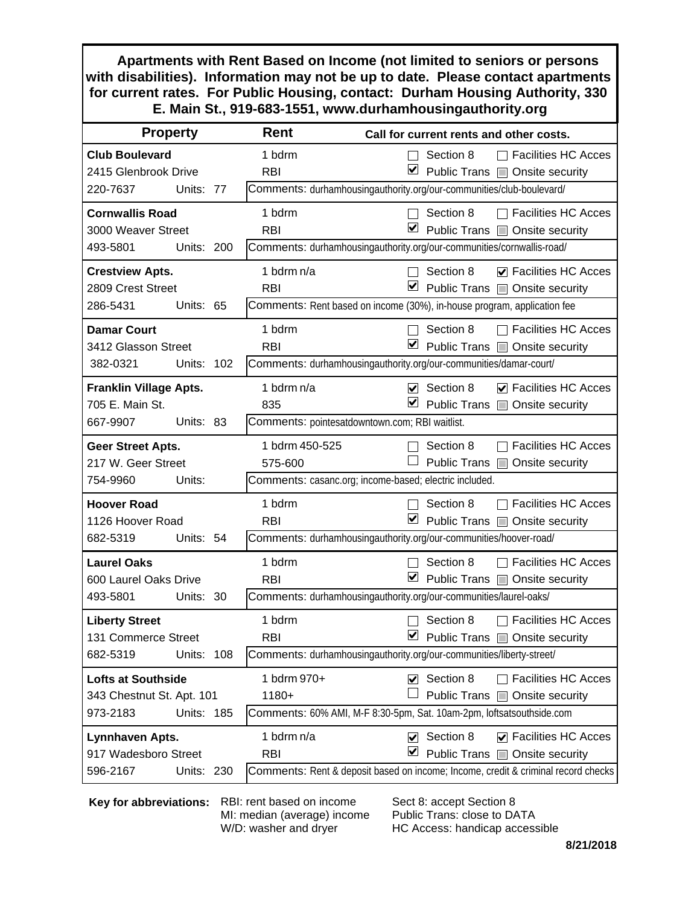**Apartments with Rent Based on Income (not limited to seniors or persons with disabilities). Information may not be up to date. Please contact apartments for current rates. For Public Housing, contact: Durham Housing Authority, 330 E. Main St., 919-683-1551, www.durhamhousingauthority.org**

| Property | Rent | Call for current rents and other costs. |
|---|---|---|
| **Club Boulevard**<br>2415 Glenbrook Drive<br>220-7637 Units: 77 | 1 bdrm<br>RBI | ☐ Section 8 ☐ Facilities HC Acces<br>☑ Public Trans ☐ Onsite security<br>Comments: durhamhousingauthority.org/our-communities/club-boulevard/ |
| **Cornwallis Road**<br>3000 Weaver Street<br>493-5801 Units: 200 | 1 bdrm<br>RBI | ☐ Section 8 ☐ Facilities HC Acces<br>☑ Public Trans ☐ Onsite security<br>Comments: durhamhousingauthority.org/our-communities/cornwallis-road/ |
| **Crestview Apts.**<br>2809 Crest Street<br>286-5431 Units: 65 | 1 bdrm n/a<br>RBI | ☐ Section 8 ☑ Facilities HC Acces<br>☑ Public Trans ☐ Onsite security<br>Comments: Rent based on income (30%), in-house program, application fee |
| **Damar Court**<br>3412 Glasson Street<br>382-0321 Units: 102 | 1 bdrm<br>RBI | ☐ Section 8 ☐ Facilities HC Acces<br>☑ Public Trans ☐ Onsite security<br>Comments: durhamhousingauthority.org/our-communities/damar-court/ |
| **Franklin Village Apts.**<br>705 E. Main St.<br>667-9907 Units: 83 | 1 bdrm n/a<br>835 | ☑ Section 8 ☑ Facilities HC Acces<br>☑ Public Trans ☐ Onsite security<br>Comments: pointesatdowntown.com; RBI waitlist. |
| **Geer Street Apts.**<br>217 W. Geer Street<br>754-9960 Units: | 1 bdrm 450-525<br>575-600 | ☐ Section 8 ☐ Facilities HC Acces<br>☐ Public Trans ☐ Onsite security<br>Comments: casanc.org; income-based; electric included. |
| **Hoover Road**<br>1126 Hoover Road<br>682-5319 Units: 54 | 1 bdrm<br>RBI | ☐ Section 8 ☐ Facilities HC Acces<br>☑ Public Trans ☐ Onsite security<br>Comments: durhamhousingauthority.org/our-communities/hoover-road/ |
| **Laurel Oaks**<br>600 Laurel Oaks Drive<br>493-5801 Units: 30 | 1 bdrm<br>RBI | ☐ Section 8 ☐ Facilities HC Acces<br>☑ Public Trans ☐ Onsite security<br>Comments: durhamhousingauthority.org/our-communities/laurel-oaks/ |
| **Liberty Street**<br>131 Commerce Street<br>682-5319 Units: 108 | 1 bdrm<br>RBI | ☐ Section 8 ☐ Facilities HC Acces<br>☑ Public Trans ☐ Onsite security<br>Comments: durhamhousingauthority.org/our-communities/liberty-street/ |
| **Lofts at Southside**<br>343 Chestnut St. Apt. 101<br>973-2183 Units: 185 | 1 bdrm 970+<br>1180+ | ☑ Section 8 ☐ Facilities HC Acces<br>☐ Public Trans ☐ Onsite security<br>Comments: 60% AMI, M-F 8:30-5pm, Sat. 10am-2pm, loftsatsouthside.com |
| **Lynnhaven Apts.**<br>917 Wadesboro Street<br>596-2167 Units: 230 | 1 bdrm n/a<br>RBI | ☑ Section 8 ☑ Facilities HC Acces<br>☑ Public Trans ☐ Onsite security<br>Comments: Rent & deposit based on income; Income, credit & criminal record checks |

**Key for abbreviations:**
RBI: rent based on income
MI: median (average) income
W/D: washer and dryer
Sect 8: accept Section 8
Public Trans: close to DATA
HC Access: handicap accessible

**8/21/2018**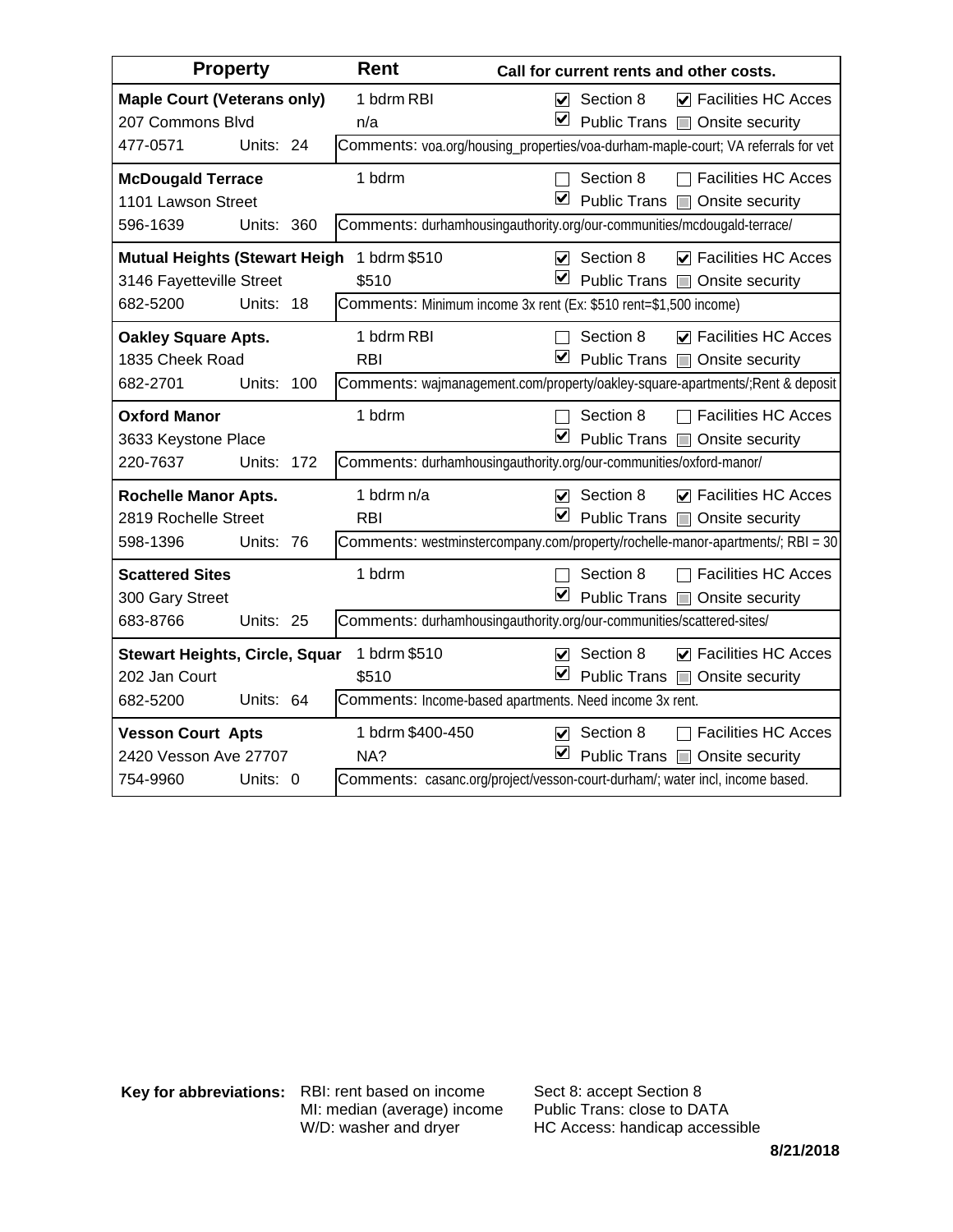| Property | | Rent | Call for current rents and other costs. | |
|---|---|---|---|---|
| **Maple Court (Veterans only)** | | 1 bdrm RBI | ☑ Section 8 | ☑ Facilities HC Acces |
| 207 Commons Blvd | | n/a | ☑ Public Trans | ☐ Onsite security |
| 477-0571 | Units: 24 | Comments: voa.org/housing_properties/voa-durham-maple-court; VA referrals for vet | | |
| **McDougald Terrace** | | 1 bdrm | ☐ Section 8 | ☐ Facilities HC Acces |
| 1101 Lawson Street | | | ☑ Public Trans | ☐ Onsite security |
| 596-1639 | Units: 360 | Comments: durhamhousingauthority.org/our-communities/mcdougald-terrace/ | | |
| **Mutual Heights (Stewart Heigh** | | 1 bdrm $510 | ☑ Section 8 | ☑ Facilities HC Acces |
| 3146 Fayetteville Street | | $510 | ☑ Public Trans | ☐ Onsite security |
| 682-5200 | Units: 18 | Comments: Minimum income 3x rent (Ex: $510 rent=$1,500 income) | | |
| **Oakley Square Apts.** | | 1 bdrm RBI | ☐ Section 8 | ☑ Facilities HC Acces |
| 1835 Cheek Road | | RBI | ☑ Public Trans | ☐ Onsite security |
| 682-2701 | Units: 100 | Comments: wajmanagement.com/property/oakley-square-apartments/;Rent & deposit | | |
| **Oxford Manor** | | 1 bdrm | ☐ Section 8 | ☐ Facilities HC Acces |
| 3633 Keystone Place | | | ☑ Public Trans | ☐ Onsite security |
| 220-7637 | Units: 172 | Comments: durhamhousingauthority.org/our-communities/oxford-manor/ | | |
| **Rochelle Manor Apts.** | | 1 bdrm n/a | ☑ Section 8 | ☑ Facilities HC Acces |
| 2819 Rochelle Street | | RBI | ☑ Public Trans | ☐ Onsite security |
| 598-1396 | Units: 76 | Comments: westminstercompany.com/property/rochelle-manor-apartments/; RBI = 30 | | |
| **Scattered Sites** | | 1 bdrm | ☐ Section 8 | ☐ Facilities HC Acces |
| 300 Gary Street | | | ☑ Public Trans | ☐ Onsite security |
| 683-8766 | Units: 25 | Comments: durhamhousingauthority.org/our-communities/scattered-sites/ | | |
| **Stewart Heights, Circle, Squar** | | 1 bdrm $510 | ☑ Section 8 | ☑ Facilities HC Acces |
| 202 Jan Court | | $510 | ☑ Public Trans | ☐ Onsite security |
| 682-5200 | Units: 64 | Comments: Income-based apartments. Need income 3x rent. | | |
| **Vesson Court Apts** | | 1 bdrm $400-450 | ☑ Section 8 | ☐ Facilities HC Acces |
| 2420 Vesson Ave 27707 | | NA? | ☑ Public Trans | ☐ Onsite security |
| 754-9960 | Units: 0 | Comments: casanc.org/project/vesson-court-durham/; water incl, income based. | | |

**Key for abbreviations:**

| | |
|---|---|
| RBI: rent based on income | Sect 8: accept Section 8 |
| MI: median (average) income | Public Trans: close to DATA |
| W/D: washer and dryer | HC Access: handicap accessible |

**8/21/2018**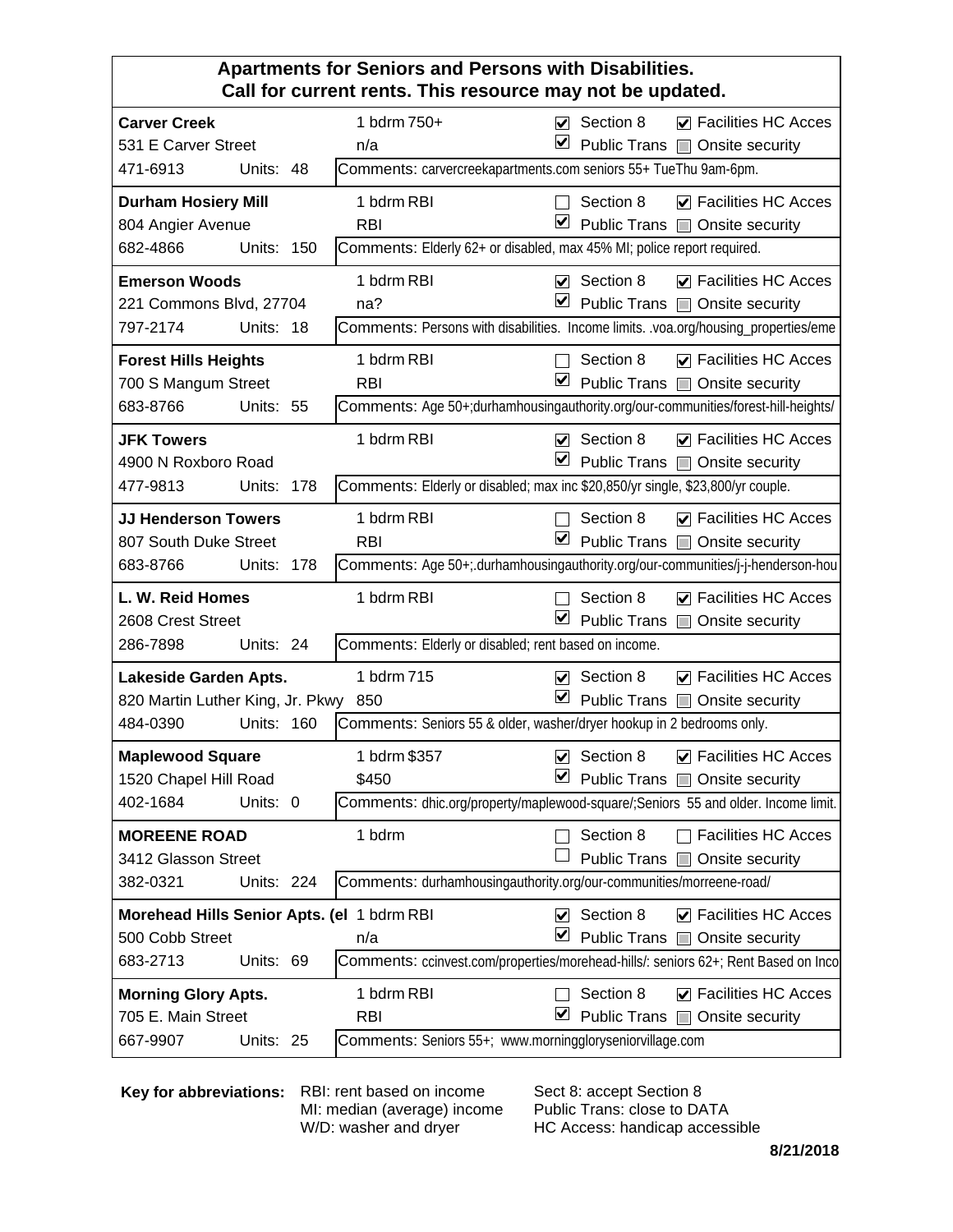## Apartments for Seniors and Persons with Disabilities.
## Call for current rents. This resource may not be updated.

| Name / Address / Phone / Units | Rent | Section 8 | Public Trans | Facilities HC Acces | Onsite security | Comments |
|---|---|---|---|---|---|---|
| **Carver Creek**<br>531 E Carver Street<br>471-6913 Units: 48 | 1 bdrm 750+<br>n/a | ☑ | ☑ | ☑ | ☐ | carvercreekapartments.com seniors 55+ TueThu 9am-6pm. |
| **Durham Hosiery Mill**<br>804 Angier Avenue<br>682-4866 Units: 150 | 1 bdrm RBI<br>RBI | ☐ | ☑ | ☑ | ☐ | Elderly 62+ or disabled, max 45% MI; police report required. |
| **Emerson Woods**<br>221 Commons Blvd, 27704<br>797-2174 Units: 18 | 1 bdrm RBI<br>na? | ☑ | ☑ | ☑ | ☐ | Persons with disabilities. Income limits. .voa.org/housing_properties/eme |
| **Forest Hills Heights**<br>700 S Mangum Street<br>683-8766 Units: 55 | 1 bdrm RBI<br>RBI | ☐ | ☑ | ☑ | ☐ | Age 50+;durhamhousingauthority.org/our-communities/forest-hill-heights/ |
| **JFK Towers**<br>4900 N Roxboro Road<br>477-9813 Units: 178 | 1 bdrm RBI | ☑ | ☑ | ☑ | ☐ | Elderly or disabled; max inc $20,850/yr single, $23,800/yr couple. |
| **JJ Henderson Towers**<br>807 South Duke Street<br>683-8766 Units: 178 | 1 bdrm RBI<br>RBI | ☐ | ☑ | ☑ | ☐ | Age 50+;.durhamhousingauthority.org/our-communities/j-j-henderson-hou |
| **L. W. Reid Homes**<br>2608 Crest Street<br>286-7898 Units: 24 | 1 bdrm RBI | ☐ | ☑ | ☑ | ☐ | Elderly or disabled; rent based on income. |
| **Lakeside Garden Apts.**<br>820 Martin Luther King, Jr. Pkwy<br>484-0390 Units: 160 | 1 bdrm 715<br>850 | ☑ | ☑ | ☑ | ☐ | Seniors 55 & older, washer/dryer hookup in 2 bedrooms only. |
| **Maplewood Square**<br>1520 Chapel Hill Road<br>402-1684 Units: 0 | 1 bdrm $357<br>$450 | ☑ | ☑ | ☑ | ☐ | dhic.org/property/maplewood-square/;Seniors 55 and older. Income limit. |
| **MOREENE ROAD**<br>3412 Glasson Street<br>382-0321 Units: 224 | 1 bdrm | ☐ | ☐ | ☐ | ☐ | durhamhousingauthority.org/our-communities/morreene-road/ |
| **Morehead Hills Senior Apts. (el**<br>500 Cobb Street<br>683-2713 Units: 69 | 1 bdrm RBI<br>n/a | ☑ | ☑ | ☑ | ☐ | ccinvest.com/properties/morehead-hills/: seniors 62+; Rent Based on Inco |
| **Morning Glory Apts.**<br>705 E. Main Street<br>667-9907 Units: 25 | 1 bdrm RBI<br>RBI | ☐ | ☑ | ☑ | ☐ | Seniors 55+; www.morningloryseniorvillage.com |

**Key for abbreviations:**

- RBI: rent based on income
- MI: median (average) income
- W/D: washer and dryer
- Sect 8: accept Section 8
- Public Trans: close to DATA
- HC Access: handicap accessible

**8/21/2018**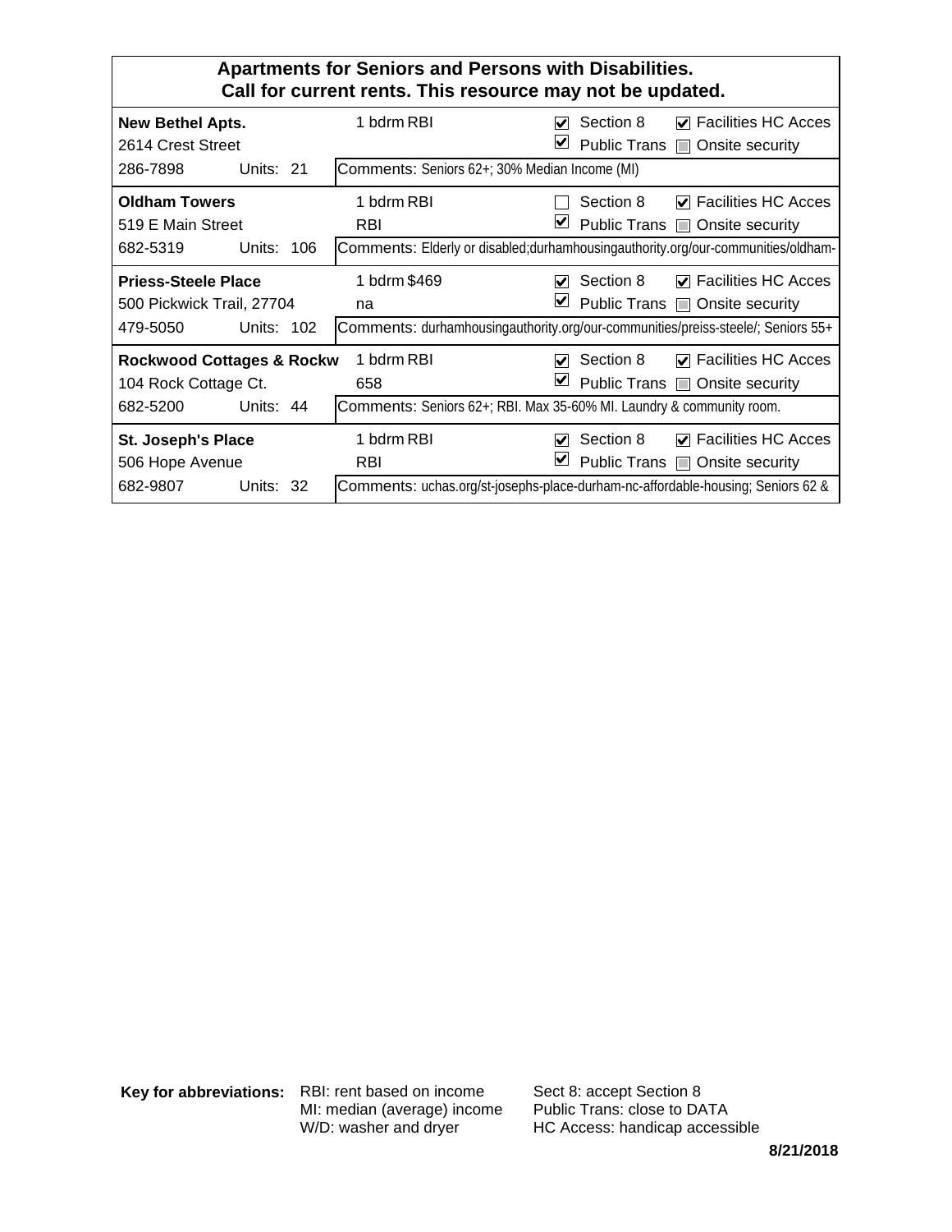**Apartments for Seniors and Persons with Disabilities.**
**Call for current rents. This resource may not be updated.**

| Name / Address / Phone | Units | Rent | Section 8 | Public Trans | Facilities HC Acces | Onsite security | Comments |
|---|---|---|---|---|---|---|---|
| **New Bethel Apts.** 2614 Crest Street 286-7898 | 21 | 1 bdrm RBI | ☑ | ☑ | ☑ | ☐ | Seniors 62+; 30% Median Income (MI) |
| **Oldham Towers** 519 E Main Street 682-5319 | 106 | 1 bdrm RBI; RBI | ☐ | ☑ | ☑ | ☐ | Elderly or disabled;durhamhousingauthority.org/our-communities/oldham- |
| **Priess-Steele Place** 500 Pickwick Trail, 27704 479-5050 | 102 | 1 bdrm $469; na | ☑ | ☑ | ☑ | ☐ | durhamhousingauthority.org/our-communities/preiss-steele/; Seniors 55+ |
| **Rockwood Cottages & Rockw** 104 Rock Cottage Ct. 682-5200 | 44 | 1 bdrm RBI; 658 | ☑ | ☑ | ☑ | ☐ | Seniors 62+; RBI. Max 35-60% MI. Laundry & community room. |
| **St. Joseph's Place** 506 Hope Avenue 682-9807 | 32 | 1 bdrm RBI; RBI | ☑ | ☑ | ☑ | ☐ | uchas.org/st-josephs-place-durham-nc-affordable-housing; Seniors 62 & |

**Key for abbreviations:**
- RBI: rent based on income
- MI: median (average) income
- W/D: washer and dryer
- Sect 8: accept Section 8
- Public Trans: close to DATA
- HC Access: handicap accessible

**8/21/2018**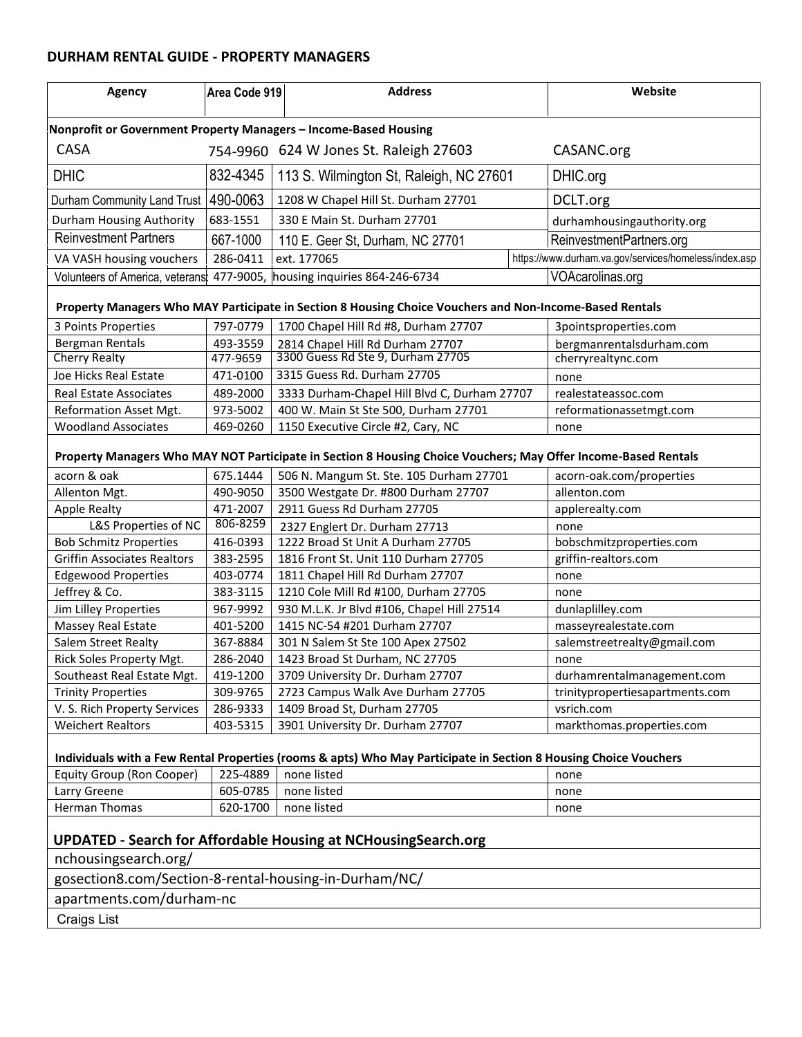## DURHAM RENTAL GUIDE - PROPERTY MANAGERS

| Agency | Area Code 919 | Address | Website |
|---|---|---|---|
| **Nonprofit or Government Property Managers – Income-Based Housing** | | | |
| CASA | 754-9960 | 624 W Jones St. Raleigh 27603 | CASANC.org |
| DHIC | 832-4345 | 113 S. Wilmington St, Raleigh, NC 27601 | DHIC.org |
| Durham Community Land Trust | 490-0063 | 1208 W Chapel Hill St. Durham 27701 | DCLT.org |
| Durham Housing Authority | 683-1551 | 330 E Main St. Durham 27701 | durhamhousingauthority.org |
| Reinvestment Partners | 667-1000 | 110 E. Geer St, Durham, NC 27701 | ReinvestmentPartners.org |
| VA VASH housing vouchers | 286-0411 | ext. 177065 | https://www.durham.va.gov/services/homeless/index.asp |
| Volunteers of America, veterans: | 477-9005, | housing inquiries 864-246-6734 | VOAcarolinas.org |
| **Property Managers Who MAY Participate in Section 8 Housing Choice Vouchers and Non-Income-Based Rentals** | | | |
| 3 Points Properties | 797-0779 | 1700 Chapel Hill Rd #8, Durham 27707 | 3pointsproperties.com |
| Bergman Rentals | 493-3559 | 2814 Chapel Hill Rd Durham 27707 | bergmanrentalsdurham.com |
| Cherry Realty | 477-9659 | 3300 Guess Rd Ste 9, Durham 27705 | cherryrealtync.com |
| Joe Hicks Real Estate | 471-0100 | 3315 Guess Rd. Durham 27705 | none |
| Real Estate Associates | 489-2000 | 3333 Durham-Chapel Hill Blvd C, Durham 27707 | realestateassoc.com |
| Reformation Asset Mgt. | 973-5002 | 400 W. Main St Ste 500, Durham 27701 | reformationassetmgt.com |
| Woodland Associates | 469-0260 | 1150 Executive Circle #2, Cary, NC | none |
| **Property Managers Who MAY NOT Participate in Section 8 Housing Choice Vouchers; May Offer Income-Based Rentals** | | | |
| acorn & oak | 675.1444 | 506 N. Mangum St. Ste. 105 Durham 27701 | acorn-oak.com/properties |
| Allenton Mgt. | 490-9050 | 3500 Westgate Dr. #800 Durham 27707 | allenton.com |
| Apple Realty | 471-2007 | 2911 Guess Rd Durham 27705 | applerealty.com |
| L&S Properties of NC | 806-8259 | 2327 Englert Dr. Durham 27713 | none |
| Bob Schmitz Properties | 416-0393 | 1222 Broad St Unit A Durham 27705 | bobschmitzproperties.com |
| Griffin Associates Realtors | 383-2595 | 1816 Front St. Unit 110 Durham 27705 | griffin-realtors.com |
| Edgewood Properties | 403-0774 | 1811 Chapel Hill Rd Durham 27707 | none |
| Jeffrey & Co. | 383-3115 | 1210 Cole Mill Rd #100, Durham 27705 | none |
| Jim Lilley Properties | 967-9992 | 930 M.L.K. Jr Blvd #106, Chapel Hill 27514 | dunlaplilley.com |
| Massey Real Estate | 401-5200 | 1415 NC-54 #201 Durham 27707 | masseyrealestate.com |
| Salem Street Realty | 367-8884 | 301 N Salem St Ste 100 Apex 27502 | salemstreetrealty@gmail.com |
| Rick Soles Property Mgt. | 286-2040 | 1423 Broad St Durham, NC 27705 | none |
| Southeast Real Estate Mgt. | 419-1200 | 3709 University Dr. Durham 27707 | durhamrentalmanagement.com |
| Trinity Properties | 309-9765 | 2723 Campus Walk Ave Durham 27705 | trinitypropertiesapartments.com |
| V. S. Rich Property Services | 286-9333 | 1409 Broad St, Durham 27705 | vsrich.com |
| Weichert Realtors | 403-5315 | 3901 University Dr. Durham 27707 | markthomas.properties.com |
| **Individuals with a Few Rental Properties (rooms & apts) Who May Participate in Section 8 Housing Choice Vouchers** | | | |
| Equity Group (Ron Cooper) | 225-4889 | none listed | none |
| Larry Greene | 605-0785 | none listed | none |
| Herman Thomas | 620-1700 | none listed | none |

**UPDATED - Search for Affordable Housing at NCHousingSearch.org**

- nchousingsearch.org/
- gosection8.com/Section-8-rental-housing-in-Durham/NC/
- apartments.com/durham-nc
- Craigs List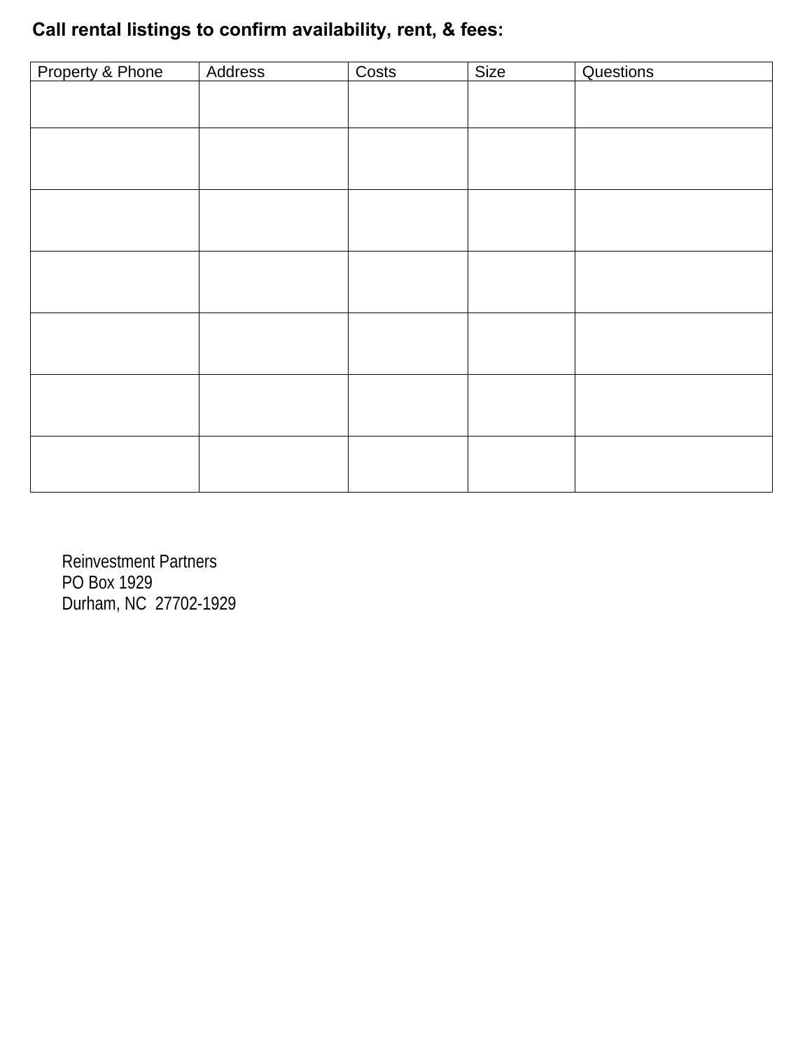**Call rental listings to confirm availability, rent, & fees:**

| Property & Phone | Address | Costs | Size | Questions |
|---|---|---|---|---|
| | | | | |
| | | | | |
| | | | | |
| | | | | |
| | | | | |
| | | | | |
| | | | | |

Reinvestment Partners
PO Box 1929
Durham, NC 27702-1929